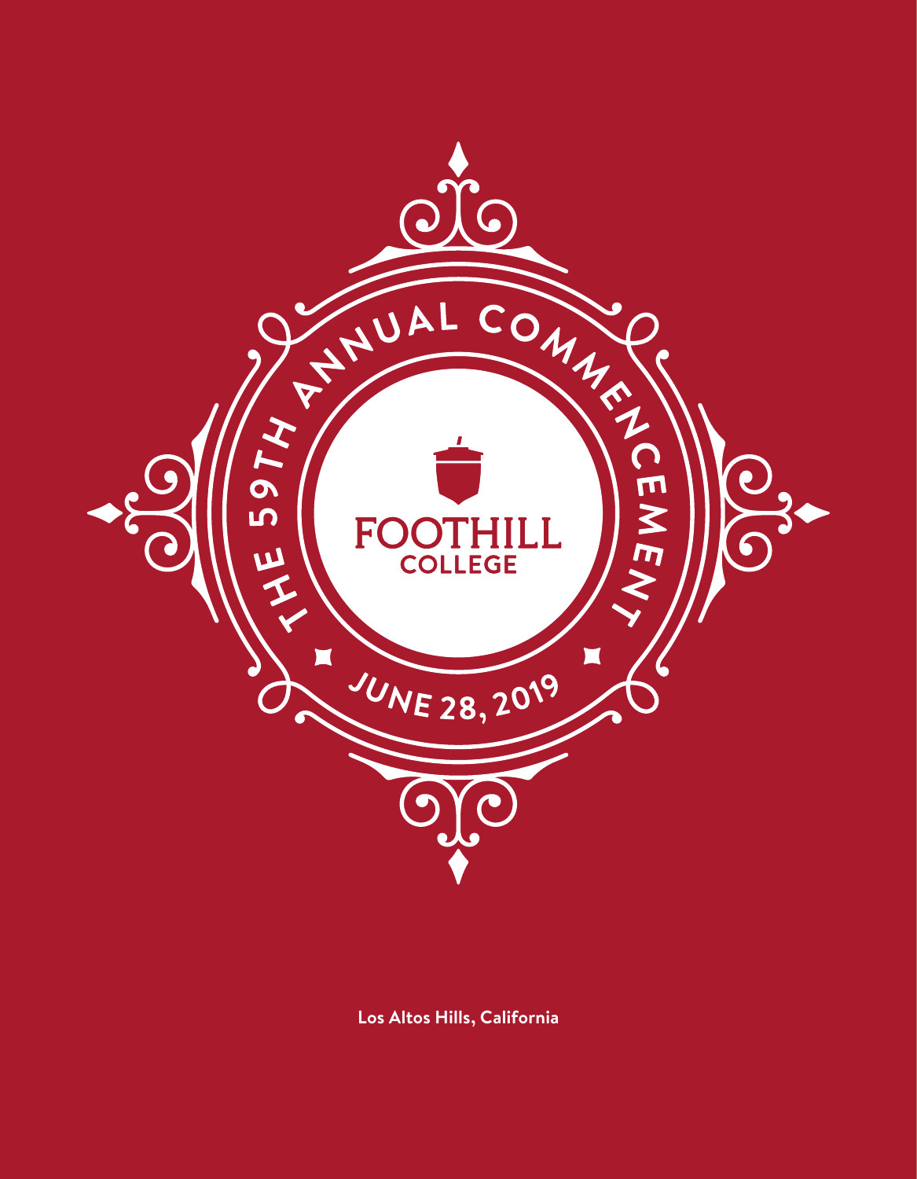# THE 59TH ANNUAL COMMENCEMENT

FOOTHILL COLLEGE

JUNE 28, 2019

Los Altos Hills, California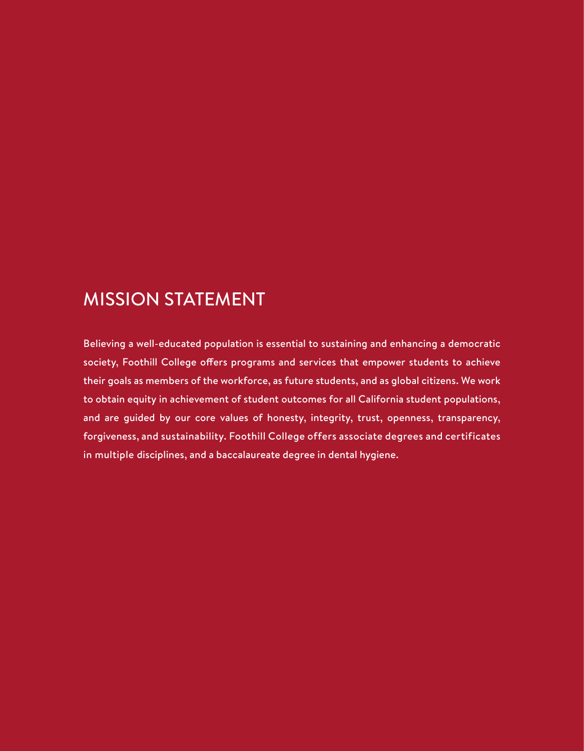# MISSION STATEMENT

Believing a well-educated population is essential to sustaining and enhancing a democratic society, Foothill College offers programs and services that empower students to achieve their goals as members of the workforce, as future students, and as global citizens. We work to obtain equity in achievement of student outcomes for all California student populations, and are guided by our core values of honesty, integrity, trust, openness, transparency, forgiveness, and sustainability. Foothill College offers associate degrees and certificates in multiple disciplines, and a baccalaureate degree in dental hygiene.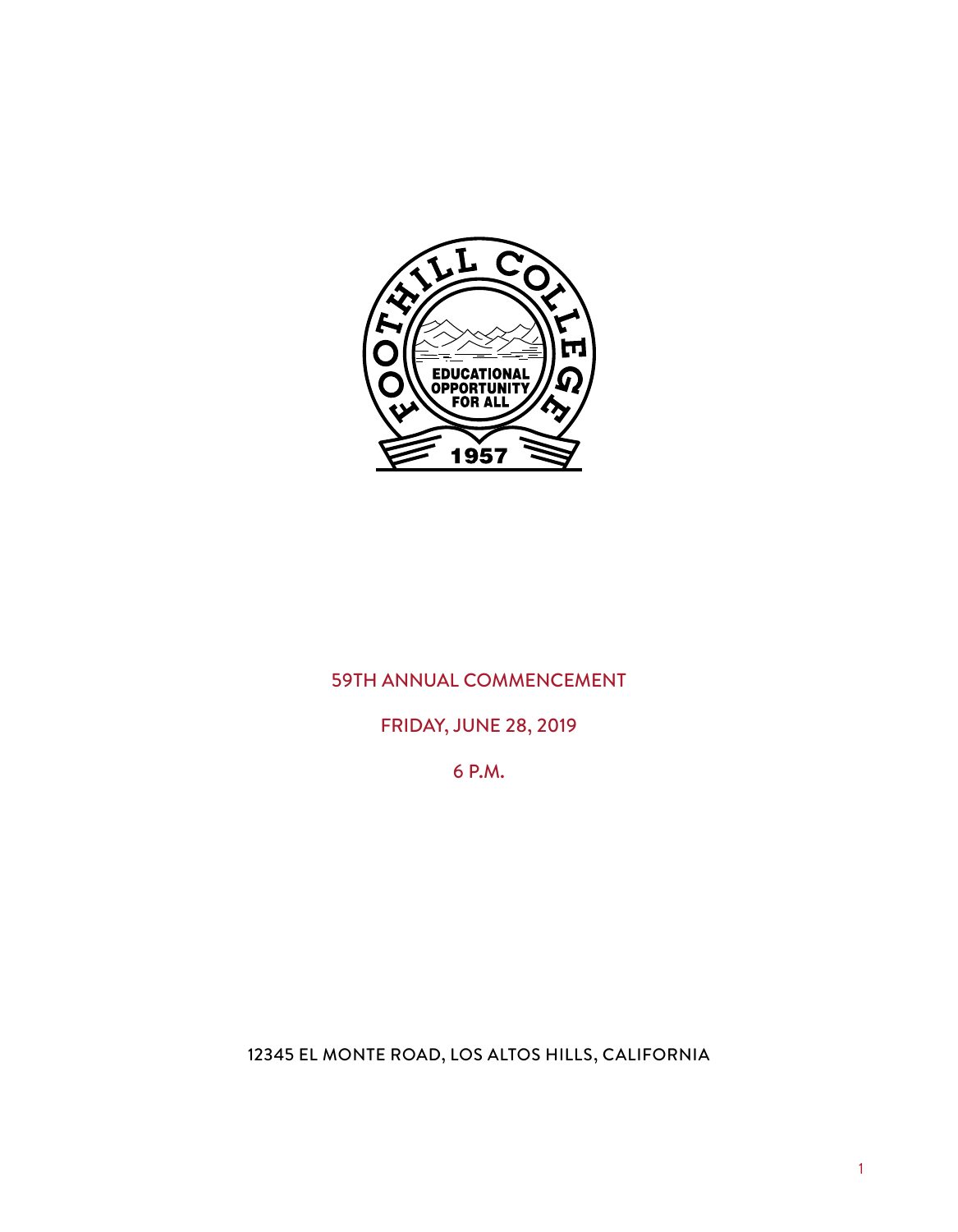# 59TH ANNUAL COMMENCEMENT

FRIDAY, JUNE 28, 2019

6 P.M.

12345 EL MONTE ROAD, LOS ALTOS HILLS, CALIFORNIA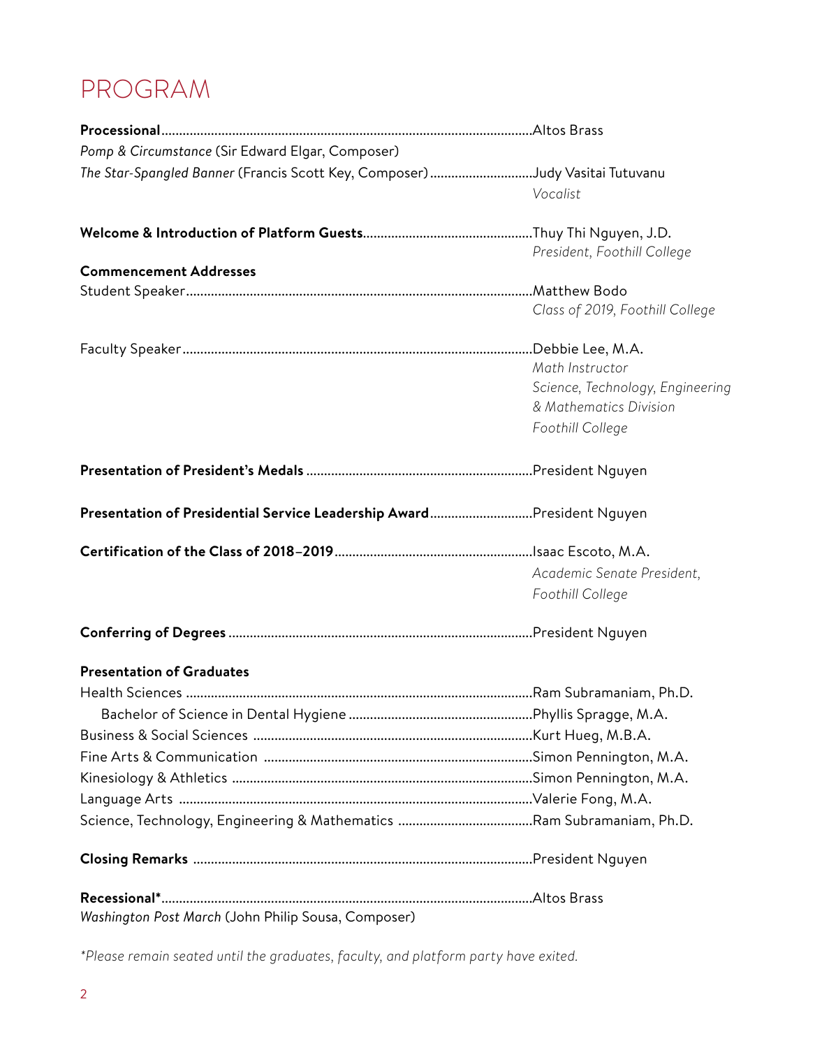# PROGRAM

**Processional**........................................................................................................Altos Brass

*Pomp & Circumstance* (Sir Edward Elgar, Composer)

*The Star-Spangled Banner* (Francis Scott Key, Composer).............................Judy Vasitai Tutuvanu
*Vocalist*

**Welcome & Introduction of Platform Guests**...............................................Thuy Thi Nguyen, J.D.
*President, Foothill College*

**Commencement Addresses**

Student Speaker.................................................................................................Matthew Bodo
*Class of 2019, Foothill College*

Faculty Speaker..................................................................................................Debbie Lee, M.A.
*Math Instructor*
*Science, Technology, Engineering & Mathematics Division*
*Foothill College*

**Presentation of President's Medals**...............................................................President Nguyen

**Presentation of Presidential Service Leadership Award**.............................President Nguyen

**Certification of the Class of 2018–2019**.......................................................Isaac Escoto, M.A.
*Academic Senate President, Foothill College*

**Conferring of Degrees**.....................................................................................President Nguyen

**Presentation of Graduates**

Health Sciences .................................................................................................Ram Subramaniam, Ph.D.

Bachelor of Science in Dental Hygiene ....................................................Phyllis Spragge, M.A.

Business & Social Sciences ..............................................................................Kurt Hueg, M.B.A.

Fine Arts & Communication ...........................................................................Simon Pennington, M.A.

Kinesiology & Athletics ....................................................................................Simon Pennington, M.A.

Language Arts ...................................................................................................Valerie Fong, M.A.

Science, Technology, Engineering & Mathematics ......................................Ram Subramaniam, Ph.D.

**Closing Remarks**...............................................................................................President Nguyen

**Recessional***........................................................................................................Altos Brass

*Washington Post March* (John Philip Sousa, Composer)

**Please remain seated until the graduates, faculty, and platform party have exited.*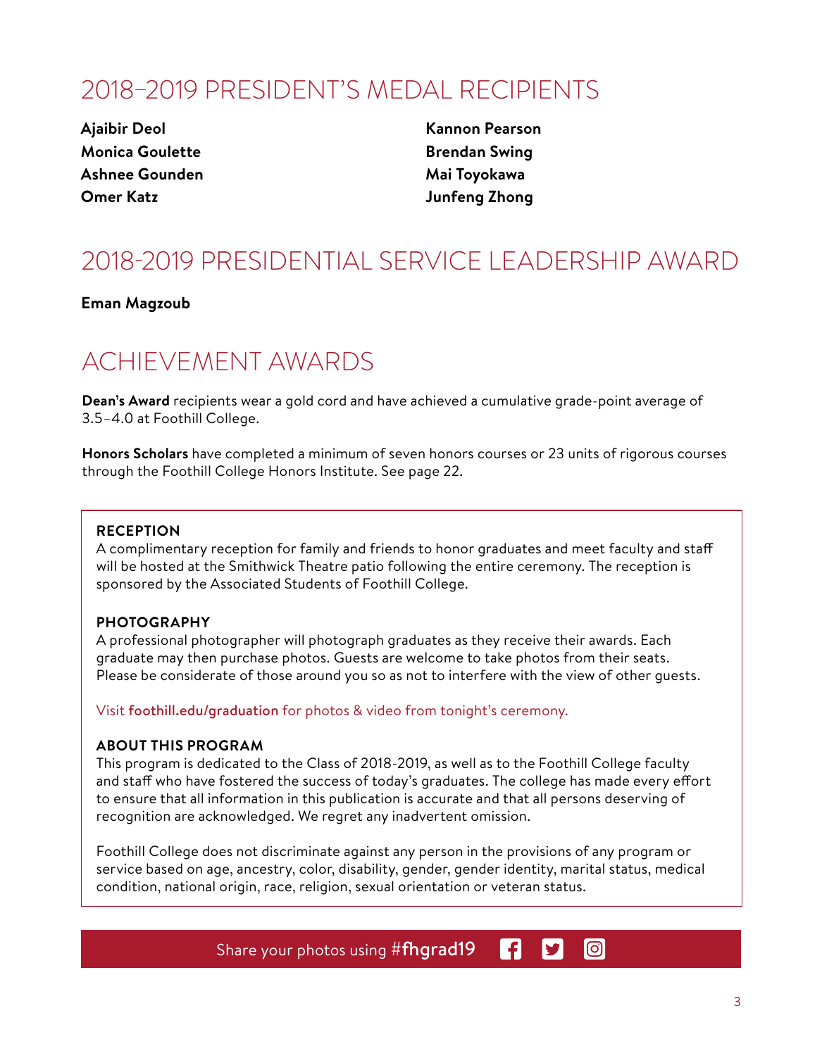## 2018–2019 PRESIDENT'S MEDAL RECIPIENTS

**Ajaibir Deol**
**Monica Goulette**
**Ashnee Gounden**
**Omer Katz**
**Kannon Pearson**
**Brendan Swing**
**Mai Toyokawa**
**Junfeng Zhong**

## 2018-2019 PRESIDENTIAL SERVICE LEADERSHIP AWARD

**Eman Magzoub**

## ACHIEVEMENT AWARDS

**Dean's Award** recipients wear a gold cord and have achieved a cumulative grade-point average of 3.5–4.0 at Foothill College.

**Honors Scholars** have completed a minimum of seven honors courses or 23 units of rigorous courses through the Foothill College Honors Institute. See page 22.

### RECEPTION

A complimentary reception for family and friends to honor graduates and meet faculty and staff will be hosted at the Smithwick Theatre patio following the entire ceremony. The reception is sponsored by the Associated Students of Foothill College.

### PHOTOGRAPHY

A professional photographer will photograph graduates as they receive their awards. Each graduate may then purchase photos. Guests are welcome to take photos from their seats. Please be considerate of those around you so as not to interfere with the view of other guests.

Visit **foothill.edu/graduation** for photos & video from tonight's ceremony.

### ABOUT THIS PROGRAM

This program is dedicated to the Class of 2018-2019, as well as to the Foothill College faculty and staff who have fostered the success of today's graduates. The college has made every effort to ensure that all information in this publication is accurate and that all persons deserving of recognition are acknowledged. We regret any inadvertent omission.

Foothill College does not discriminate against any person in the provisions of any program or service based on age, ancestry, color, disability, gender, gender identity, marital status, medical condition, national origin, race, religion, sexual orientation or veteran status.

Share your photos using #**fhgrad19**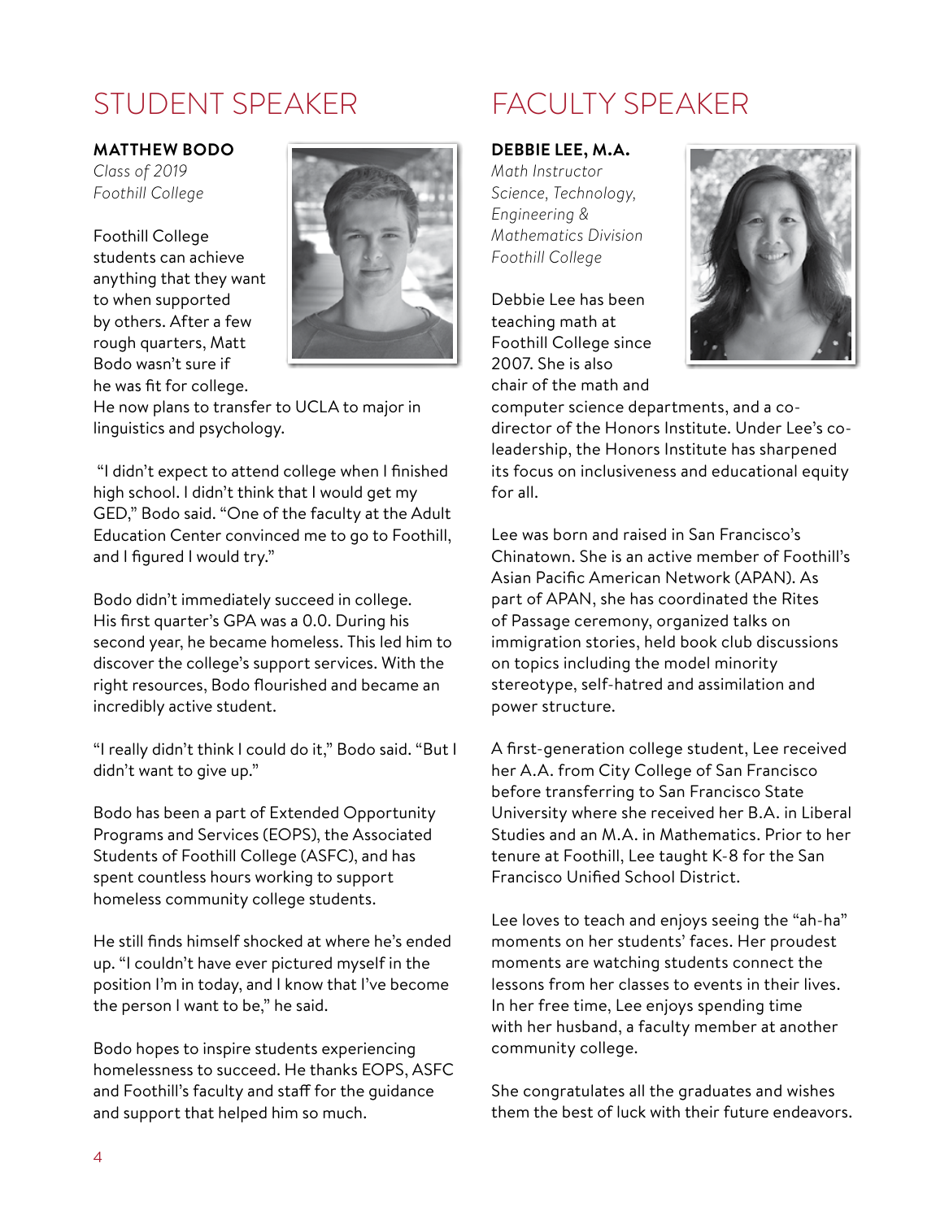## STUDENT SPEAKER

**MATTHEW BODO**
*Class of 2019*
*Foothill College*

Foothill College students can achieve anything that they want to when supported by others. After a few rough quarters, Matt Bodo wasn't sure if he was fit for college. He now plans to transfer to UCLA to major in linguistics and psychology.

"I didn't expect to attend college when I finished high school. I didn't think that I would get my GED," Bodo said. "One of the faculty at the Adult Education Center convinced me to go to Foothill, and I figured I would try."

Bodo didn't immediately succeed in college. His first quarter's GPA was a 0.0. During his second year, he became homeless. This led him to discover the college's support services. With the right resources, Bodo flourished and became an incredibly active student.

"I really didn't think I could do it," Bodo said. "But I didn't want to give up."

Bodo has been a part of Extended Opportunity Programs and Services (EOPS), the Associated Students of Foothill College (ASFC), and has spent countless hours working to support homeless community college students.

He still finds himself shocked at where he's ended up. "I couldn't have ever pictured myself in the position I'm in today, and I know that I've become the person I want to be," he said.

Bodo hopes to inspire students experiencing homelessness to succeed. He thanks EOPS, ASFC and Foothill's faculty and staff for the guidance and support that helped him so much.

## FACULTY SPEAKER

**DEBBIE LEE, M.A.**
*Math Instructor*
*Science, Technology, Engineering & Mathematics Division*
*Foothill College*

Debbie Lee has been teaching math at Foothill College since 2007. She is also chair of the math and computer science departments, and a co-director of the Honors Institute. Under Lee's co-leadership, the Honors Institute has sharpened its focus on inclusiveness and educational equity for all.

Lee was born and raised in San Francisco's Chinatown. She is an active member of Foothill's Asian Pacific American Network (APAN). As part of APAN, she has coordinated the Rites of Passage ceremony, organized talks on immigration stories, held book club discussions on topics including the model minority stereotype, self-hatred and assimilation and power structure.

A first-generation college student, Lee received her A.A. from City College of San Francisco before transferring to San Francisco State University where she received her B.A. in Liberal Studies and an M.A. in Mathematics. Prior to her tenure at Foothill, Lee taught K-8 for the San Francisco Unified School District.

Lee loves to teach and enjoys seeing the "ah-ha" moments on her students' faces. Her proudest moments are watching students connect the lessons from her classes to events in their lives. In her free time, Lee enjoys spending time with her husband, a faculty member at another community college.

She congratulates all the graduates and wishes them the best of luck with their future endeavors.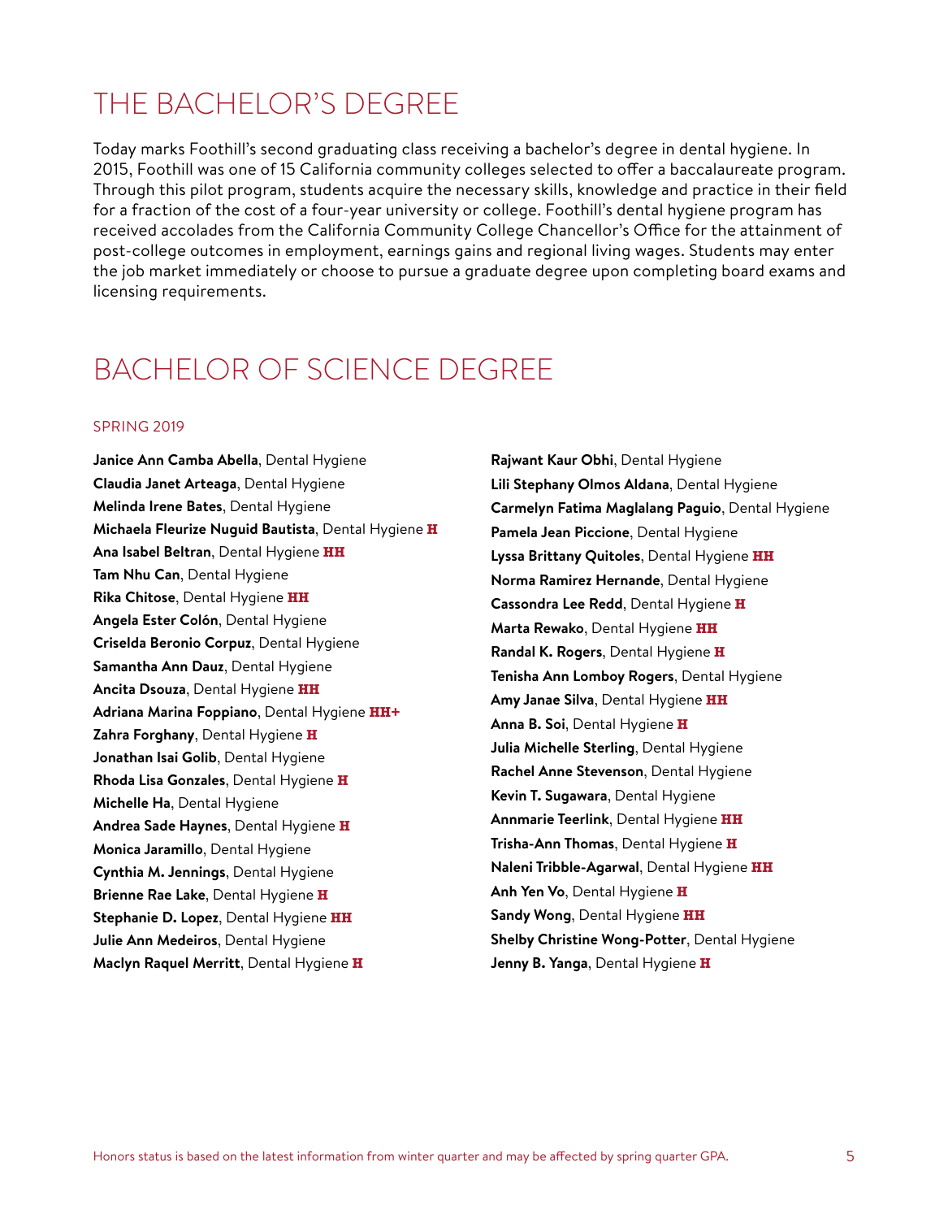# THE BACHELOR'S DEGREE

Today marks Foothill's second graduating class receiving a bachelor's degree in dental hygiene. In 2015, Foothill was one of 15 California community colleges selected to offer a baccalaureate program. Through this pilot program, students acquire the necessary skills, knowledge and practice in their field for a fraction of the cost of a four-year university or college. Foothill's dental hygiene program has received accolades from the California Community College Chancellor's Office for the attainment of post-college outcomes in employment, earnings gains and regional living wages. Students may enter the job market immediately or choose to pursue a graduate degree upon completing board exams and licensing requirements.

# BACHELOR OF SCIENCE DEGREE

SPRING 2019

**Janice Ann Camba Abella**, Dental Hygiene
**Claudia Janet Arteaga**, Dental Hygiene
**Melinda Irene Bates**, Dental Hygiene
**Michaela Fleurize Nuguid Bautista**, Dental Hygiene **H**
**Ana Isabel Beltran**, Dental Hygiene **HH**
**Tam Nhu Can**, Dental Hygiene
**Rika Chitose**, Dental Hygiene **HH**
**Angela Ester Colón**, Dental Hygiene
**Criselda Beronio Corpuz**, Dental Hygiene
**Samantha Ann Dauz**, Dental Hygiene
**Ancita Dsouza**, Dental Hygiene **HH**
**Adriana Marina Foppiano**, Dental Hygiene **HH+**
**Zahra Forghany**, Dental Hygiene **H**
**Jonathan Isai Golib**, Dental Hygiene
**Rhoda Lisa Gonzales**, Dental Hygiene **H**
**Michelle Ha**, Dental Hygiene
**Andrea Sade Haynes**, Dental Hygiene **H**
**Monica Jaramillo**, Dental Hygiene
**Cynthia M. Jennings**, Dental Hygiene
**Brienne Rae Lake**, Dental Hygiene **H**
**Stephanie D. Lopez**, Dental Hygiene **HH**
**Julie Ann Medeiros**, Dental Hygiene
**Maclyn Raquel Merritt**, Dental Hygiene **H**
**Rajwant Kaur Obhi**, Dental Hygiene
**Lili Stephany Olmos Aldana**, Dental Hygiene
**Carmelyn Fatima Maglalang Paguio**, Dental Hygiene
**Pamela Jean Piccione**, Dental Hygiene
**Lyssa Brittany Quitoles**, Dental Hygiene **HH**
**Norma Ramirez Hernande**, Dental Hygiene
**Cassondra Lee Redd**, Dental Hygiene **H**
**Marta Rewako**, Dental Hygiene **HH**
**Randal K. Rogers**, Dental Hygiene **H**
**Tenisha Ann Lomboy Rogers**, Dental Hygiene
**Amy Janae Silva**, Dental Hygiene **HH**
**Anna B. Soi**, Dental Hygiene **H**
**Julia Michelle Sterling**, Dental Hygiene
**Rachel Anne Stevenson**, Dental Hygiene
**Kevin T. Sugawara**, Dental Hygiene
**Annmarie Teerlink**, Dental Hygiene **HH**
**Trisha-Ann Thomas**, Dental Hygiene **H**
**Naleni Tribble-Agarwal**, Dental Hygiene **HH**
**Anh Yen Vo**, Dental Hygiene **H**
**Sandy Wong**, Dental Hygiene **HH**
**Shelby Christine Wong-Potter**, Dental Hygiene
**Jenny B. Yanga**, Dental Hygiene **H**

Honors status is based on the latest information from winter quarter and may be affected by spring quarter GPA.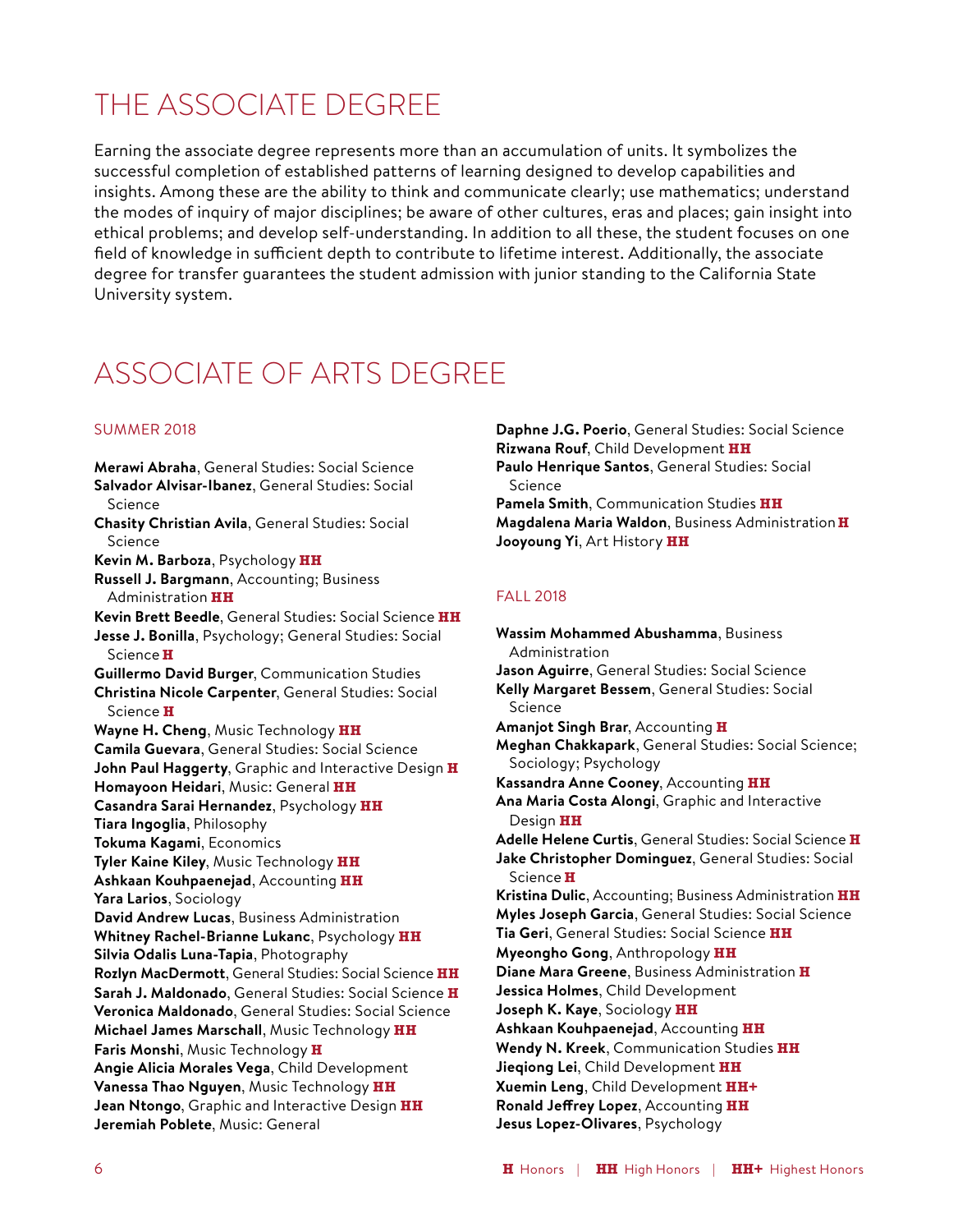# THE ASSOCIATE DEGREE

Earning the associate degree represents more than an accumulation of units. It symbolizes the successful completion of established patterns of learning designed to develop capabilities and insights. Among these are the ability to think and communicate clearly; use mathematics; understand the modes of inquiry of major disciplines; be aware of other cultures, eras and places; gain insight into ethical problems; and develop self-understanding. In addition to all these, the student focuses on one field of knowledge in sufficient depth to contribute to lifetime interest. Additionally, the associate degree for transfer guarantees the student admission with junior standing to the California State University system.

# ASSOCIATE OF ARTS DEGREE

## SUMMER 2018

**Merawi Abraha**, General Studies: Social Science
**Salvador Alvisar-Ibanez**, General Studies: Social Science
**Chasity Christian Avila**, General Studies: Social Science
**Kevin M. Barboza**, Psychology **HH**
**Russell J. Bargmann**, Accounting; Business Administration **HH**
**Kevin Brett Beedle**, General Studies: Social Science **HH**
**Jesse J. Bonilla**, Psychology; General Studies: Social Science **H**
**Guillermo David Burger**, Communication Studies
**Christina Nicole Carpenter**, General Studies: Social Science **H**
**Wayne H. Cheng**, Music Technology **HH**
**Camila Guevara**, General Studies: Social Science
**John Paul Haggerty**, Graphic and Interactive Design **H**
**Homayoon Heidari**, Music: General **HH**
**Casandra Sarai Hernandez**, Psychology **HH**
**Tiara Ingoglia**, Philosophy
**Tokuma Kagami**, Economics
**Tyler Kaine Kiley**, Music Technology **HH**
**Ashkaan Kouhpaenejad**, Accounting **HH**
**Yara Larios**, Sociology
**David Andrew Lucas**, Business Administration
**Whitney Rachel-Brianne Lukanc**, Psychology **HH**
**Silvia Odalis Luna-Tapia**, Photography
**Rozlyn MacDermott**, General Studies: Social Science **HH**
**Sarah J. Maldonado**, General Studies: Social Science **H**
**Veronica Maldonado**, General Studies: Social Science
**Michael James Marschall**, Music Technology **HH**
**Faris Monshi**, Music Technology **H**
**Angie Alicia Morales Vega**, Child Development
**Vanessa Thao Nguyen**, Music Technology **HH**
**Jean Ntongo**, Graphic and Interactive Design **HH**
**Jeremiah Poblete**, Music: General
**Daphne J.G. Poerio**, General Studies: Social Science
**Rizwana Rouf**, Child Development **HH**
**Paulo Henrique Santos**, General Studies: Social Science
**Pamela Smith**, Communication Studies **HH**
**Magdalena Maria Waldon**, Business Administration **H**
**Jooyoung Yi**, Art History **HH**

## FALL 2018

**Wassim Mohammed Abushamma**, Business Administration
**Jason Aguirre**, General Studies: Social Science
**Kelly Margaret Bessem**, General Studies: Social Science
**Amanjot Singh Brar**, Accounting **H**
**Meghan Chakkapark**, General Studies: Social Science; Sociology; Psychology
**Kassandra Anne Cooney**, Accounting **HH**
**Ana Maria Costa Alongi**, Graphic and Interactive Design **HH**
**Adelle Helene Curtis**, General Studies: Social Science **H**
**Jake Christopher Dominguez**, General Studies: Social Science **H**
**Kristina Dulic**, Accounting; Business Administration **HH**
**Myles Joseph Garcia**, General Studies: Social Science
**Tia Geri**, General Studies: Social Science **HH**
**Myeongho Gong**, Anthropology **HH**
**Diane Mara Greene**, Business Administration **H**
**Jessica Holmes**, Child Development
**Joseph K. Kaye**, Sociology **HH**
**Ashkaan Kouhpaenejad**, Accounting **HH**
**Wendy N. Kreek**, Communication Studies **HH**
**Jieqiong Lei**, Child Development **HH**
**Xuemin Leng**, Child Development **HH+**
**Ronald Jeffrey Lopez**, Accounting **HH**
**Jesus Lopez-Olivares**, Psychology

**H** Honors | **HH** High Honors | **HH+** Highest Honors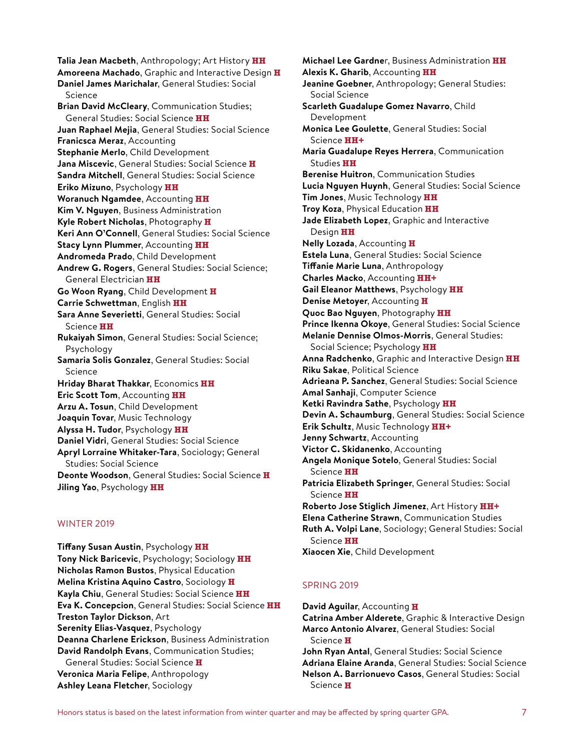**Talia Jean Macbeth**, Anthropology; Art History **HH**
**Amoreena Machado**, Graphic and Interactive Design **H**
**Daniel James Marichalar**, General Studies: Social Science
**Brian David McCleary**, Communication Studies; General Studies: Social Science **HH**
**Juan Raphael Mejia**, General Studies: Social Science
**Franicsca Meraz**, Accounting
**Stephanie Merlo**, Child Development
**Jana Miscevic**, General Studies: Social Science **H**
**Sandra Mitchell**, General Studies: Social Science
**Eriko Mizuno**, Psychology **HH**
**Woranuch Ngamdee**, Accounting **HH**
**Kim V. Nguyen**, Business Administration
**Kyle Robert Nicholas**, Photography **H**
**Keri Ann O'Connell**, General Studies: Social Science
**Stacy Lynn Plummer**, Accounting **HH**
**Andromeda Prado**, Child Development
**Andrew G. Rogers**, General Studies: Social Science; General Electrician **HH**
**Go Woon Ryang**, Child Development **H**
**Carrie Schwettman**, English **HH**
**Sara Anne Severietti**, General Studies: Social Science **HH**
**Rukaiyah Simon**, General Studies: Social Science; Psychology
**Samaria Solis Gonzalez**, General Studies: Social Science
**Hriday Bharat Thakkar**, Economics **HH**
**Eric Scott Tom**, Accounting **HH**
**Arzu A. Tosun**, Child Development
**Joaquin Tovar**, Music Technology
**Alyssa H. Tudor**, Psychology **HH**
**Daniel Vidri**, General Studies: Social Science
**Apryl Lorraine Whitaker-Tara**, Sociology; General Studies: Social Science
**Deonte Woodson**, General Studies: Social Science **H**
**Jiling Yao**, Psychology **HH**

## WINTER 2019

**Tiffany Susan Austin**, Psychology **HH**
**Tony Nick Baricevic**, Psychology; Sociology **HH**
**Nicholas Ramon Bustos**, Physical Education
**Melina Kristina Aquino Castro**, Sociology **H**
**Kayla Chiu**, General Studies: Social Science **HH**
**Eva K. Concepcion**, General Studies: Social Science **HH**
**Treston Taylor Dickson**, Art
**Serenity Elias-Vasquez**, Psychology
**Deanna Charlene Erickson**, Business Administration
**David Randolph Evans**, Communication Studies; General Studies: Social Science **H**
**Veronica Maria Felipe**, Anthropology
**Ashley Leana Fletcher**, Sociology
**Michael Lee Gardner**, Business Administration **HH**
**Alexis K. Gharib**, Accounting **HH**
**Jeanine Goebner**, Anthropology; General Studies: Social Science
**Scarleth Guadalupe Gomez Navarro**, Child Development
**Monica Lee Goulette**, General Studies: Social Science **HH+**
**Maria Guadalupe Reyes Herrera**, Communication Studies **HH**
**Berenise Huitron**, Communication Studies
**Lucia Nguyen Huynh**, General Studies: Social Science
**Tim Jones**, Music Technology **HH**
**Troy Koza**, Physical Education **HH**
**Jade Elizabeth Lopez**, Graphic and Interactive Design **HH**
**Nelly Lozada**, Accounting **H**
**Estela Luna**, General Studies: Social Science
**Tiffanie Marie Luna**, Anthropology
**Charles Macko**, Accounting **HH+**
**Gail Eleanor Matthews**, Psychology **HH**
**Denise Metoyer**, Accounting **H**
**Quoc Bao Nguyen**, Photography **HH**
**Prince Ikenna Okoye**, General Studies: Social Science
**Melanie Dennise Olmos-Morris**, General Studies: Social Science; Psychology **HH**
**Anna Radchenko**, Graphic and Interactive Design **HH**
**Riku Sakae**, Political Science
**Adrieana P. Sanchez**, General Studies: Social Science
**Amal Sanhaji**, Computer Science
**Ketki Ravindra Sathe**, Psychology **HH**
**Devin A. Schaumburg**, General Studies: Social Science
**Erik Schultz**, Music Technology **HH+**
**Jenny Schwartz**, Accounting
**Victor C. Skidanenko**, Accounting
**Angela Monique Sotelo**, General Studies: Social Science **HH**
**Patricia Elizabeth Springer**, General Studies: Social Science **HH**
**Roberto Jose Stiglich Jimenez**, Art History **HH+**
**Elena Catherine Strawn**, Communication Studies
**Ruth A. Volpi Lane**, Sociology; General Studies: Social Science **HH**
**Xiaocen Xie**, Child Development

## SPRING 2019

**David Aguilar**, Accounting **H**
**Catrina Amber Alderete**, Graphic & Interactive Design
**Marco Antonio Alvarez**, General Studies: Social Science **H**
**John Ryan Antal**, General Studies: Social Science
**Adriana Elaine Aranda**, General Studies: Social Science
**Nelson A. Barrionuevo Casos**, General Studies: Social Science **H**

Honors status is based on the latest information from winter quarter and may be affected by spring quarter GPA.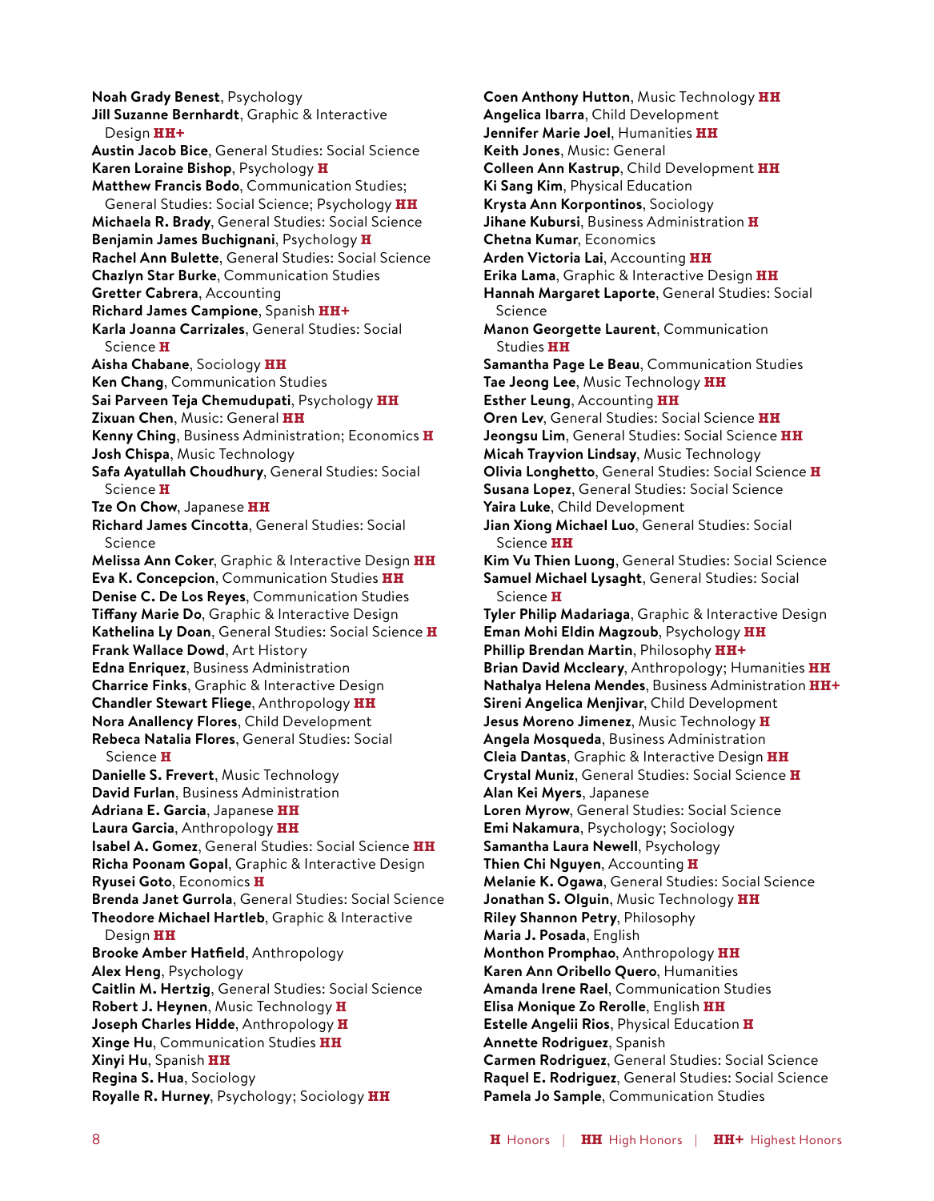**Noah Grady Benest**, Psychology
**Jill Suzanne Bernhardt**, Graphic & Interactive Design **HH+**
**Austin Jacob Bice**, General Studies: Social Science
**Karen Loraine Bishop**, Psychology **H**
**Matthew Francis Bodo**, Communication Studies; General Studies: Social Science; Psychology **HH**
**Michaela R. Brady**, General Studies: Social Science
**Benjamin James Buchignani**, Psychology **H**
**Rachel Ann Bulette**, General Studies: Social Science
**Chazlyn Star Burke**, Communication Studies
**Gretter Cabrera**, Accounting
**Richard James Campione**, Spanish **HH+**
**Karla Joanna Carrizales**, General Studies: Social Science **H**
**Aisha Chabane**, Sociology **HH**
**Ken Chang**, Communication Studies
**Sai Parveen Teja Chemudupati**, Psychology **HH**
**Zixuan Chen**, Music: General **HH**
**Kenny Ching**, Business Administration; Economics **H**
**Josh Chispa**, Music Technology
**Safa Ayatullah Choudhury**, General Studies: Social Science **H**
**Tze On Chow**, Japanese **HH**
**Richard James Cincotta**, General Studies: Social Science
**Melissa Ann Coker**, Graphic & Interactive Design **HH**
**Eva K. Concepcion**, Communication Studies **HH**
**Denise C. De Los Reyes**, Communication Studies
**Tiffany Marie Do**, Graphic & Interactive Design
**Kathelina Ly Doan**, General Studies: Social Science **H**
**Frank Wallace Dowd**, Art History
**Edna Enriquez**, Business Administration
**Charrice Finks**, Graphic & Interactive Design
**Chandler Stewart Fliege**, Anthropology **HH**
**Nora Anallency Flores**, Child Development
**Rebeca Natalia Flores**, General Studies: Social Science **H**
**Danielle S. Frevert**, Music Technology
**David Furlan**, Business Administration
**Adriana E. Garcia**, Japanese **HH**
**Laura Garcia**, Anthropology **HH**
**Isabel A. Gomez**, General Studies: Social Science **HH**
**Richa Poonam Gopal**, Graphic & Interactive Design
**Ryusei Goto**, Economics **H**
**Brenda Janet Gurrola**, General Studies: Social Science
**Theodore Michael Hartleb**, Graphic & Interactive Design **HH**
**Brooke Amber Hatfield**, Anthropology
**Alex Heng**, Psychology
**Caitlin M. Hertzig**, General Studies: Social Science
**Robert J. Heynen**, Music Technology **H**
**Joseph Charles Hidde**, Anthropology **H**
**Xinge Hu**, Communication Studies **HH**
**Xinyi Hu**, Spanish **HH**
**Regina S. Hua**, Sociology
**Royalle R. Hurney**, Psychology; Sociology **HH**
**Coen Anthony Hutton**, Music Technology **HH**
**Angelica Ibarra**, Child Development
**Jennifer Marie Joel**, Humanities **HH**
**Keith Jones**, Music: General
**Colleen Ann Kastrup**, Child Development **HH**
**Ki Sang Kim**, Physical Education
**Krysta Ann Korpontinos**, Sociology
**Jihane Kubursi**, Business Administration **H**
**Chetna Kumar**, Economics
**Arden Victoria Lai**, Accounting **HH**
**Erika Lama**, Graphic & Interactive Design **HH**
**Hannah Margaret Laporte**, General Studies: Social Science
**Manon Georgette Laurent**, Communication Studies **HH**
**Samantha Page Le Beau**, Communication Studies
**Tae Jeong Lee**, Music Technology **HH**
**Esther Leung**, Accounting **HH**
**Oren Lev**, General Studies: Social Science **HH**
**Jeongsu Lim**, General Studies: Social Science **HH**
**Micah Trayvion Lindsay**, Music Technology
**Olivia Longhetto**, General Studies: Social Science **H**
**Susana Lopez**, General Studies: Social Science
**Yaira Luke**, Child Development
**Jian Xiong Michael Luo**, General Studies: Social Science **HH**
**Kim Vu Thien Luong**, General Studies: Social Science
**Samuel Michael Lysaght**, General Studies: Social Science **H**
**Tyler Philip Madariaga**, Graphic & Interactive Design
**Eman Mohi Eldin Magzoub**, Psychology **HH**
**Phillip Brendan Martin**, Philosophy **HH+**
**Brian David Mccleary**, Anthropology; Humanities **HH**
**Nathalya Helena Mendes**, Business Administration **HH+**
**Sireni Angelica Menjivar**, Child Development
**Jesus Moreno Jimenez**, Music Technology **H**
**Angela Mosqueda**, Business Administration
**Cleia Dantas**, Graphic & Interactive Design **HH**
**Crystal Muniz**, General Studies: Social Science **H**
**Alan Kei Myers**, Japanese
**Loren Myrow**, General Studies: Social Science
**Emi Nakamura**, Psychology; Sociology
**Samantha Laura Newell**, Psychology
**Thien Chi Nguyen**, Accounting **H**
**Melanie K. Ogawa**, General Studies: Social Science
**Jonathan S. Olguin**, Music Technology **HH**
**Riley Shannon Petry**, Philosophy
**Maria J. Posada**, English
**Monthon Promphao**, Anthropology **HH**
**Karen Ann Oribello Quero**, Humanities
**Amanda Irene Rael**, Communication Studies
**Elisa Monique Zo Rerolle**, English **HH**
**Estelle Angelii Rios**, Physical Education **H**
**Annette Rodriguez**, Spanish
**Carmen Rodriguez**, General Studies: Social Science
**Raquel E. Rodriguez**, General Studies: Social Science
**Pamela Jo Sample**, Communication Studies

**H** Honors | **HH** High Honors | **HH+** Highest Honors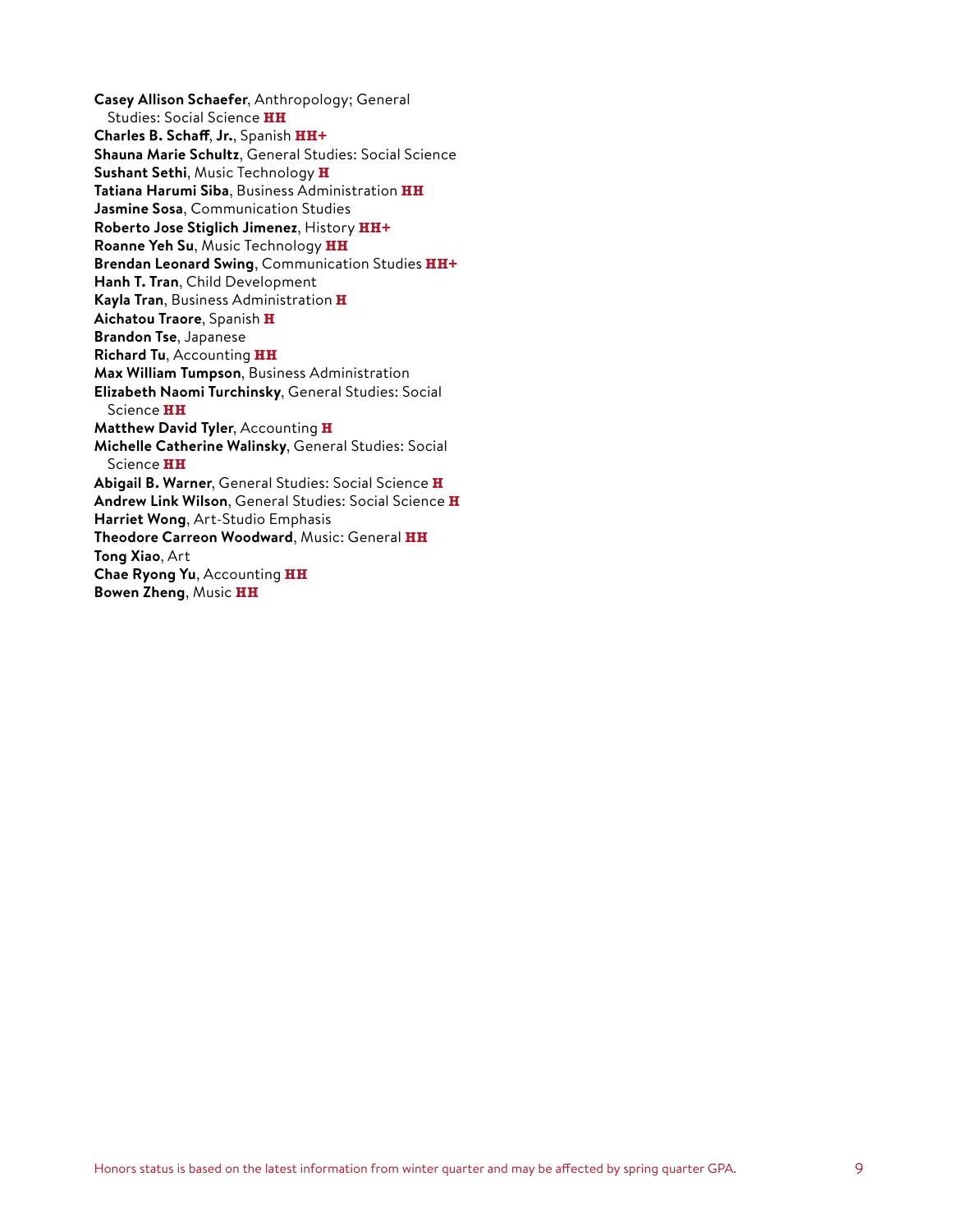**Casey Allison Schaefer**, Anthropology; General Studies: Social Science **HH**
**Charles B. Schaff, Jr.**, Spanish **HH+**
**Shauna Marie Schultz**, General Studies: Social Science
**Sushant Sethi**, Music Technology **H**
**Tatiana Harumi Siba**, Business Administration **HH**
**Jasmine Sosa**, Communication Studies
**Roberto Jose Stiglich Jimenez**, History **HH+**
**Roanne Yeh Su**, Music Technology **HH**
**Brendan Leonard Swing**, Communication Studies **HH+**
**Hanh T. Tran**, Child Development
**Kayla Tran**, Business Administration **H**
**Aichatou Traore**, Spanish **H**
**Brandon Tse**, Japanese
**Richard Tu**, Accounting **HH**
**Max William Tumpson**, Business Administration
**Elizabeth Naomi Turchinsky**, General Studies: Social Science **HH**
**Matthew David Tyler**, Accounting **H**
**Michelle Catherine Walinsky**, General Studies: Social Science **HH**
**Abigail B. Warner**, General Studies: Social Science **H**
**Andrew Link Wilson**, General Studies: Social Science **H**
**Harriet Wong**, Art-Studio Emphasis
**Theodore Carreon Woodward**, Music: General **HH**
**Tong Xiao**, Art
**Chae Ryong Yu**, Accounting **HH**
**Bowen Zheng**, Music **HH**

Honors status is based on the latest information from winter quarter and may be affected by spring quarter GPA.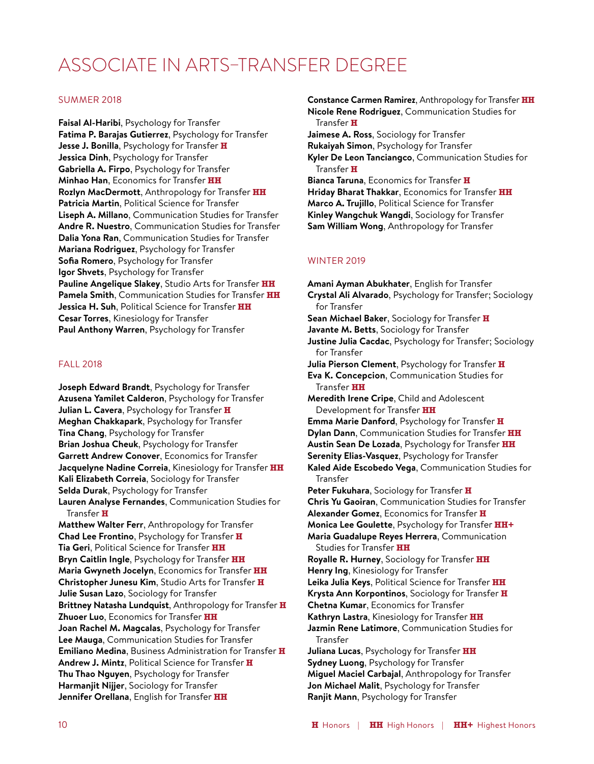# ASSOCIATE IN ARTS–TRANSFER DEGREE

## SUMMER 2018

**Faisal Al-Haribi**, Psychology for Transfer
**Fatima P. Barajas Gutierrez**, Psychology for Transfer
**Jesse J. Bonilla**, Psychology for Transfer **H**
**Jessica Dinh**, Psychology for Transfer
**Gabriella A. Firpo**, Psychology for Transfer
**Minhao Han**, Economics for Transfer **HH**
**Rozlyn MacDermott**, Anthropology for Transfer **HH**
**Patricia Martin**, Political Science for Transfer
**Liseph A. Millano**, Communication Studies for Transfer
**Andre R. Nuestro**, Communication Studies for Transfer
**Dalia Yona Ran**, Communication Studies for Transfer
**Mariana Rodriguez**, Psychology for Transfer
**Sofia Romero**, Psychology for Transfer
**Igor Shvets**, Psychology for Transfer
**Pauline Angelique Slakey**, Studio Arts for Transfer **HH**
**Pamela Smith**, Communication Studies for Transfer **HH**
**Jessica H. Suh**, Political Science for Transfer **HH**
**Cesar Torres**, Kinesiology for Transfer
**Paul Anthony Warren**, Psychology for Transfer

## FALL 2018

**Joseph Edward Brandt**, Psychology for Transfer
**Azusena Yamilet Calderon**, Psychology for Transfer
**Julian L. Cavera**, Psychology for Transfer **H**
**Meghan Chakkapark**, Psychology for Transfer
**Tina Chang**, Psychology for Transfer
**Brian Joshua Cheuk**, Psychology for Transfer
**Garrett Andrew Conover**, Economics for Transfer
**Jacquelyne Nadine Correia**, Kinesiology for Transfer **HH**
**Kali Elizabeth Correia**, Sociology for Transfer
**Selda Durak**, Psychology for Transfer
**Lauren Analyse Fernandes**, Communication Studies for Transfer **H**
**Matthew Walter Ferr**, Anthropology for Transfer
**Chad Lee Frontino**, Psychology for Transfer **H**
**Tia Geri**, Political Science for Transfer **HH**
**Bryn Caitlin Ingle**, Psychology for Transfer **HH**
**Maria Gwyneth Jocelyn**, Economics for Transfer **HH**
**Christopher Junesu Kim**, Studio Arts for Transfer **H**
**Julie Susan Lazo**, Sociology for Transfer
**Brittney Natasha Lundquist**, Anthropology for Transfer **H**
**Zhuoer Luo**, Economics for Transfer **HH**
**Joan Rachel M. Magcalas**, Psychology for Transfer
**Lee Mauga**, Communication Studies for Transfer
**Emiliano Medina**, Business Administration for Transfer **H**
**Andrew J. Mintz**, Political Science for Transfer **H**
**Thu Thao Nguyen**, Psychology for Transfer
**Harmanjit Nijjer**, Sociology for Transfer
**Jennifer Orellana**, English for Transfer **HH**
**Constance Carmen Ramirez**, Anthropology for Transfer **HH**
**Nicole Rene Rodriguez**, Communication Studies for Transfer **H**
**Jaimese A. Ross**, Sociology for Transfer
**Rukaiyah Simon**, Psychology for Transfer
**Kyler De Leon Tanciangco**, Communication Studies for Transfer **H**
**Bianca Taruna**, Economics for Transfer **H**
**Hriday Bharat Thakkar**, Economics for Transfer **HH**
**Marco A. Trujillo**, Political Science for Transfer
**Kinley Wangchuk Wangdi**, Sociology for Transfer
**Sam William Wong**, Anthropology for Transfer

## WINTER 2019

**Amani Ayman Abukhater**, English for Transfer
**Crystal Ali Alvarado**, Psychology for Transfer; Sociology for Transfer
**Sean Michael Baker**, Sociology for Transfer **H**
**Javante M. Betts**, Sociology for Transfer
**Justine Julia Cacdac**, Psychology for Transfer; Sociology for Transfer
**Julia Pierson Clement**, Psychology for Transfer **H**
**Eva K. Concepcion**, Communication Studies for Transfer **HH**
**Meredith Irene Cripe**, Child and Adolescent Development for Transfer **HH**
**Emma Marie Danford**, Psychology for Transfer **H**
**Dylan Dann**, Communication Studies for Transfer **HH**
**Austin Sean De Lozada**, Psychology for Transfer **HH**
**Serenity Elias-Vasquez**, Psychology for Transfer
**Kaled Aide Escobedo Vega**, Communication Studies for Transfer
**Peter Fukuhara**, Sociology for Transfer **H**
**Chris Yu Gaoiran**, Communication Studies for Transfer
**Alexander Gomez**, Economics for Transfer **H**
**Monica Lee Goulette**, Psychology for Transfer **HH+**
**Maria Guadalupe Reyes Herrera**, Communication Studies for Transfer **HH**
**Royalle R. Hurney**, Sociology for Transfer **HH**
**Henry Ing**, Kinesiology for Transfer
**Leika Julia Keys**, Political Science for Transfer **HH**
**Krysta Ann Korpontinos**, Sociology for Transfer **H**
**Chetna Kumar**, Economics for Transfer
**Kathryn Lastra**, Kinesiology for Transfer **HH**
**Jazmin Rene Latimore**, Communication Studies for Transfer
**Juliana Lucas**, Psychology for Transfer **HH**
**Sydney Luong**, Psychology for Transfer
**Miguel Maciel Carbajal**, Anthropology for Transfer
**Jon Michael Malit**, Psychology for Transfer
**Ranjit Mann**, Psychology for Transfer

**H** Honors | **HH** High Honors | **HH+** Highest Honors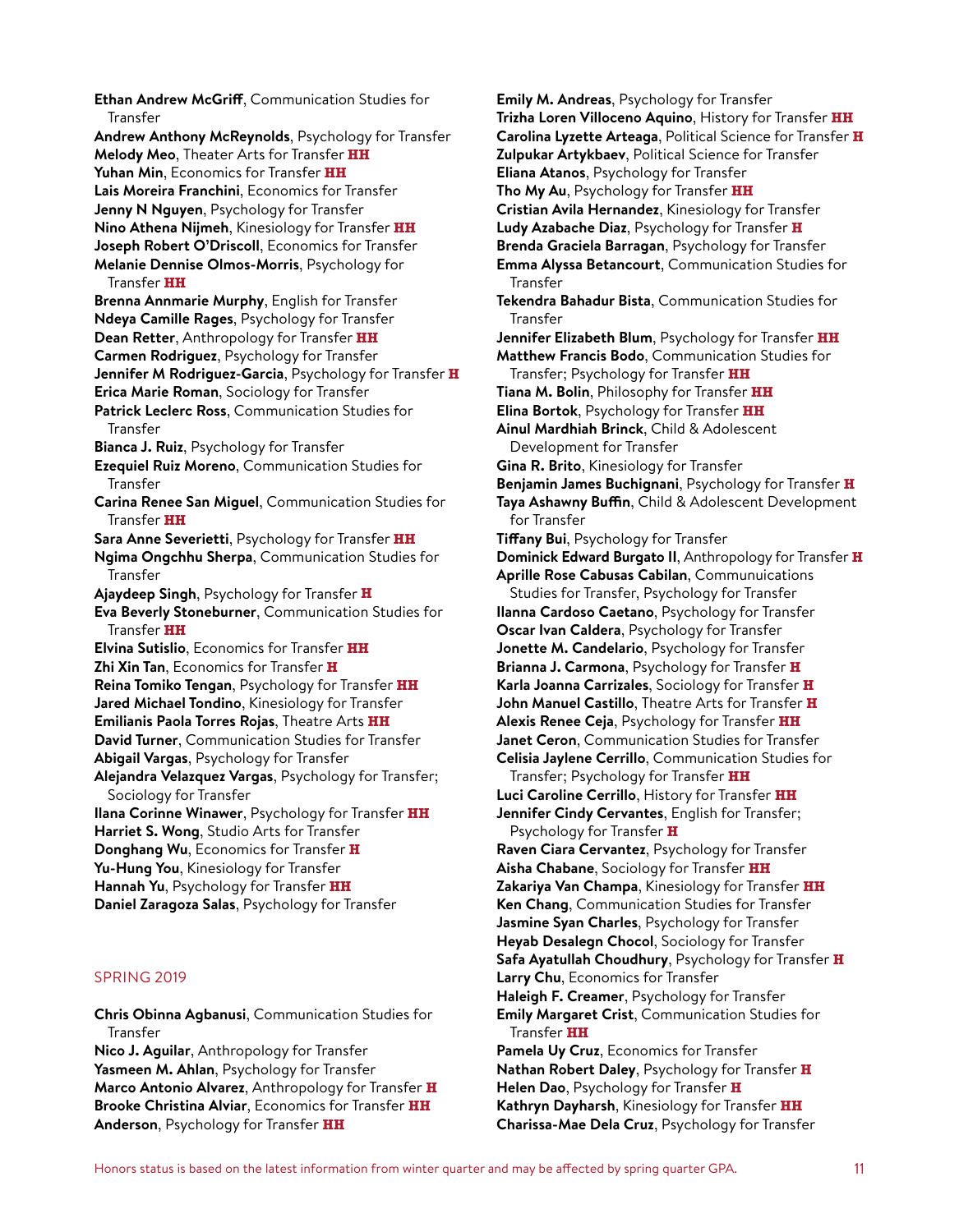**Ethan Andrew McGriff**, Communication Studies for Transfer
**Andrew Anthony McReynolds**, Psychology for Transfer
**Melody Meo**, Theater Arts for Transfer **HH**
**Yuhan Min**, Economics for Transfer **HH**
**Lais Moreira Franchini**, Economics for Transfer
**Jenny N Nguyen**, Psychology for Transfer
**Nino Athena Nijmeh**, Kinesiology for Transfer **HH**
**Joseph Robert O'Driscoll**, Economics for Transfer
**Melanie Dennise Olmos-Morris**, Psychology for Transfer **HH**
**Brenna Annmarie Murphy**, English for Transfer
**Ndeya Camille Rages**, Psychology for Transfer
**Dean Retter**, Anthropology for Transfer **HH**
**Carmen Rodriguez**, Psychology for Transfer
**Jennifer M Rodriguez-Garcia**, Psychology for Transfer **H**
**Erica Marie Roman**, Sociology for Transfer
**Patrick Leclerc Ross**, Communication Studies for Transfer
**Bianca J. Ruiz**, Psychology for Transfer
**Ezequiel Ruiz Moreno**, Communication Studies for Transfer
**Carina Renee San Miguel**, Communication Studies for Transfer **HH**
**Sara Anne Severietti**, Psychology for Transfer **HH**
**Ngima Ongchhu Sherpa**, Communication Studies for Transfer
**Ajaydeep Singh**, Psychology for Transfer **H**
**Eva Beverly Stoneburner**, Communication Studies for Transfer **HH**
**Elvina Sutislio**, Economics for Transfer **HH**
**Zhi Xin Tan**, Economics for Transfer **H**
**Reina Tomiko Tengan**, Psychology for Transfer **HH**
**Jared Michael Tondino**, Kinesiology for Transfer
**Emilianis Paola Torres Rojas**, Theatre Arts **HH**
**David Turner**, Communication Studies for Transfer
**Abigail Vargas**, Psychology for Transfer
**Alejandra Velazquez Vargas**, Psychology for Transfer; Sociology for Transfer
**Ilana Corinne Winawer**, Psychology for Transfer **HH**
**Harriet S. Wong**, Studio Arts for Transfer
**Donghang Wu**, Economics for Transfer **H**
**Yu-Hung You**, Kinesiology for Transfer
**Hannah Yu**, Psychology for Transfer **HH**
**Daniel Zaragoza Salas**, Psychology for Transfer

## SPRING 2019

**Chris Obinna Agbanusi**, Communication Studies for Transfer
**Nico J. Aguilar**, Anthropology for Transfer
**Yasmeen M. Ahlan**, Psychology for Transfer
**Marco Antonio Alvarez**, Anthropology for Transfer **H**
**Brooke Christina Alviar**, Economics for Transfer **HH**
**Anderson**, Psychology for Transfer **HH**
**Emily M. Andreas**, Psychology for Transfer
**Trizha Loren Villoceno Aquino**, History for Transfer **HH**
**Carolina Lyzette Arteaga**, Political Science for Transfer **H**
**Zulpukar Artykbaev**, Political Science for Transfer
**Eliana Atanos**, Psychology for Transfer
**Tho My Au**, Psychology for Transfer **HH**
**Cristian Avila Hernandez**, Kinesiology for Transfer
**Ludy Azabache Diaz**, Psychology for Transfer **H**
**Brenda Graciela Barragan**, Psychology for Transfer
**Emma Alyssa Betancourt**, Communication Studies for Transfer
**Tekendra Bahadur Bista**, Communication Studies for Transfer
**Jennifer Elizabeth Blum**, Psychology for Transfer **HH**
**Matthew Francis Bodo**, Communication Studies for Transfer; Psychology for Transfer **HH**
**Tiana M. Bolin**, Philosophy for Transfer **HH**
**Elina Bortok**, Psychology for Transfer **HH**
**Ainul Mardhiah Brinck**, Child & Adolescent Development for Transfer
**Gina R. Brito**, Kinesiology for Transfer
**Benjamin James Buchignani**, Psychology for Transfer **H**
**Taya Ashawny Buffin**, Child & Adolescent Development for Transfer
**Tiffany Bui**, Psychology for Transfer
**Dominick Edward Burgato II**, Anthropology for Transfer **H**
**Aprille Rose Cabusas Cabilan**, Communuications Studies for Transfer, Psychology for Transfer
**Ilanna Cardoso Caetano**, Psychology for Transfer
**Oscar Ivan Caldera**, Psychology for Transfer
**Jonette M. Candelario**, Psychology for Transfer
**Brianna J. Carmona**, Psychology for Transfer **H**
**Karla Joanna Carrizales**, Sociology for Transfer **H**
**John Manuel Castillo**, Theatre Arts for Transfer **H**
**Alexis Renee Ceja**, Psychology for Transfer **HH**
**Janet Ceron**, Communication Studies for Transfer
**Celisia Jaylene Cerrillo**, Communication Studies for Transfer; Psychology for Transfer **HH**
**Luci Caroline Cerrillo**, History for Transfer **HH**
**Jennifer Cindy Cervantes**, English for Transfer; Psychology for Transfer **H**
**Raven Ciara Cervantez**, Psychology for Transfer
**Aisha Chabane**, Sociology for Transfer **HH**
**Zakariya Van Champa**, Kinesiology for Transfer **HH**
**Ken Chang**, Communication Studies for Transfer
**Jasmine Syan Charles**, Psychology for Transfer
**Heyab Desalegn Chocol**, Sociology for Transfer
**Safa Ayatullah Choudhury**, Psychology for Transfer **H**
**Larry Chu**, Economics for Transfer
**Haleigh F. Creamer**, Psychology for Transfer
**Emily Margaret Crist**, Communication Studies for Transfer **HH**
**Pamela Uy Cruz**, Economics for Transfer
**Nathan Robert Daley**, Psychology for Transfer **H**
**Helen Dao**, Psychology for Transfer **H**
**Kathryn Dayharsh**, Kinesiology for Transfer **HH**
**Charissa-Mae Dela Cruz**, Psychology for Transfer

Honors status is based on the latest information from winter quarter and may be affected by spring quarter GPA.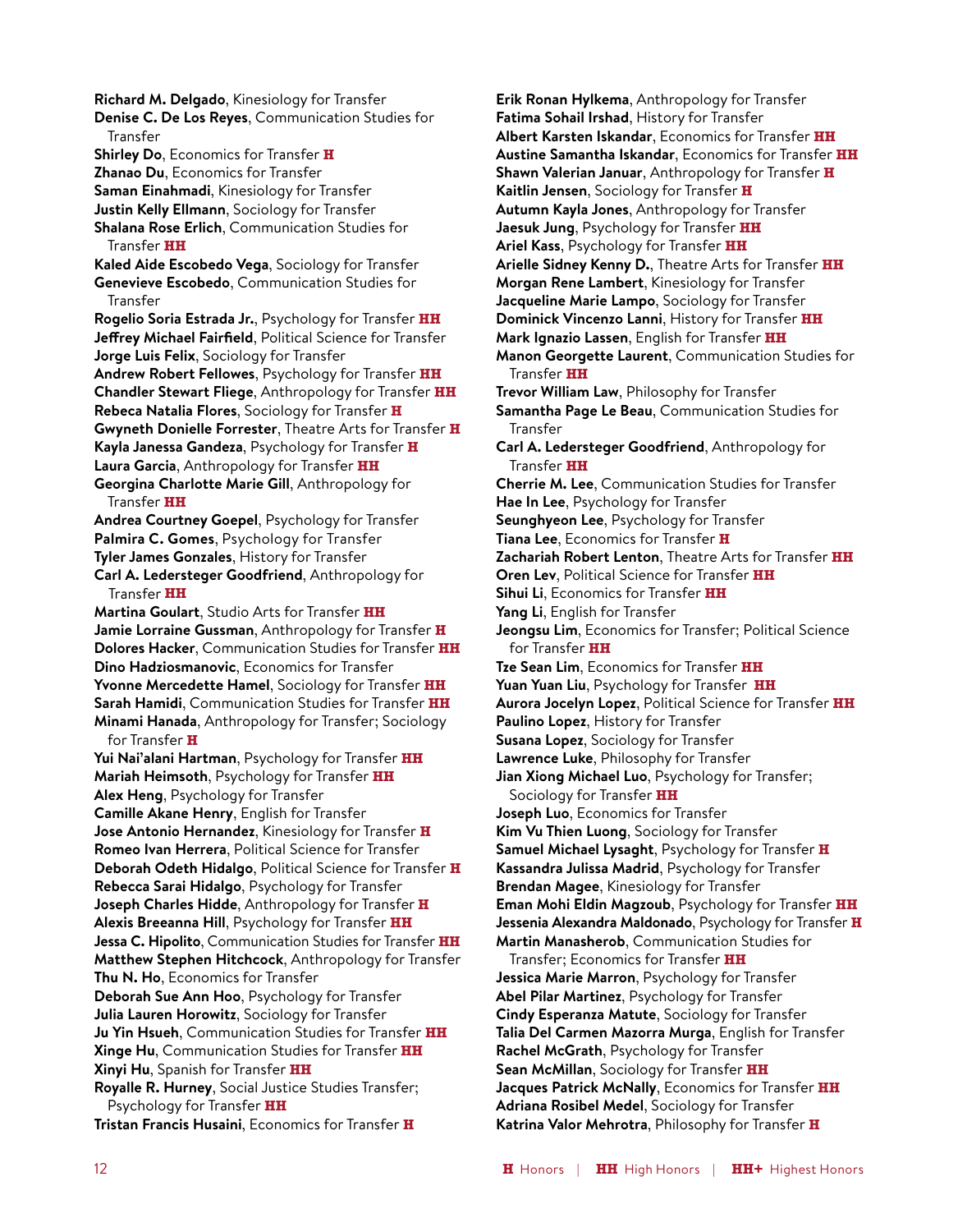**Richard M. Delgado**, Kinesiology for Transfer
**Denise C. De Los Reyes**, Communication Studies for Transfer
**Shirley Do**, Economics for Transfer **H**
**Zhanao Du**, Economics for Transfer
**Saman Einahmadi**, Kinesiology for Transfer
**Justin Kelly Ellmann**, Sociology for Transfer
**Shalana Rose Erlich**, Communication Studies for Transfer **HH**
**Kaled Aide Escobedo Vega**, Sociology for Transfer
**Genevieve Escobedo**, Communication Studies for Transfer
**Rogelio Soria Estrada Jr.**, Psychology for Transfer **HH**
**Jeffrey Michael Fairfield**, Political Science for Transfer
**Jorge Luis Felix**, Sociology for Transfer
**Andrew Robert Fellowes**, Psychology for Transfer **HH**
**Chandler Stewart Fliege**, Anthropology for Transfer **HH**
**Rebeca Natalia Flores**, Sociology for Transfer **H**
**Gwyneth Donielle Forrester**, Theatre Arts for Transfer **H**
**Kayla Janessa Gandeza**, Psychology for Transfer **H**
**Laura Garcia**, Anthropology for Transfer **HH**
**Georgina Charlotte Marie Gill**, Anthropology for Transfer **HH**
**Andrea Courtney Goepel**, Psychology for Transfer
**Palmira C. Gomes**, Psychology for Transfer
**Tyler James Gonzales**, History for Transfer
**Carl A. Ledersteger Goodfriend**, Anthropology for Transfer **HH**
**Martina Goulart**, Studio Arts for Transfer **HH**
**Jamie Lorraine Gussman**, Anthropology for Transfer **H**
**Dolores Hacker**, Communication Studies for Transfer **HH**
**Dino Hadziosmanovic**, Economics for Transfer
**Yvonne Mercedette Hamel**, Sociology for Transfer **HH**
**Sarah Hamidi**, Communication Studies for Transfer **HH**
**Minami Hanada**, Anthropology for Transfer; Sociology for Transfer **H**
**Yui Nai'alani Hartman**, Psychology for Transfer **HH**
**Mariah Heimsoth**, Psychology for Transfer **HH**
**Alex Heng**, Psychology for Transfer
**Camille Akane Henry**, English for Transfer
**Jose Antonio Hernandez**, Kinesiology for Transfer **H**
**Romeo Ivan Herrera**, Political Science for Transfer
**Deborah Odeth Hidalgo**, Political Science for Transfer **H**
**Rebecca Sarai Hidalgo**, Psychology for Transfer
**Joseph Charles Hidde**, Anthropology for Transfer **H**
**Alexis Breeanna Hill**, Psychology for Transfer **HH**
**Jessa C. Hipolito**, Communication Studies for Transfer **HH**
**Matthew Stephen Hitchcock**, Anthropology for Transfer
**Thu N. Ho**, Economics for Transfer
**Deborah Sue Ann Hoo**, Psychology for Transfer
**Julia Lauren Horowitz**, Sociology for Transfer
**Ju Yin Hsueh**, Communication Studies for Transfer **HH**
**Xinge Hu**, Communication Studies for Transfer **HH**
**Xinyi Hu**, Spanish for Transfer **HH**
**Royalle R. Hurney**, Social Justice Studies Transfer; Psychology for Transfer **HH**
**Tristan Francis Husaini**, Economics for Transfer **H**
**Erik Ronan Hylkema**, Anthropology for Transfer
**Fatima Sohail Irshad**, History for Transfer
**Albert Karsten Iskandar**, Economics for Transfer **HH**
**Austine Samantha Iskandar**, Economics for Transfer **HH**
**Shawn Valerian Januar**, Anthropology for Transfer **H**
**Kaitlin Jensen**, Sociology for Transfer **H**
**Autumn Kayla Jones**, Anthropology for Transfer
**Jaesuk Jung**, Psychology for Transfer **HH**
**Ariel Kass**, Psychology for Transfer **HH**
**Arielle Sidney Kenny D.**, Theatre Arts for Transfer **HH**
**Morgan Rene Lambert**, Kinesiology for Transfer
**Jacqueline Marie Lampo**, Sociology for Transfer
**Dominick Vincenzo Lanni**, History for Transfer **HH**
**Mark Ignazio Lassen**, English for Transfer **HH**
**Manon Georgette Laurent**, Communication Studies for Transfer **HH**
**Trevor William Law**, Philosophy for Transfer
**Samantha Page Le Beau**, Communication Studies for Transfer
**Carl A. Ledersteger Goodfriend**, Anthropology for Transfer **HH**
**Cherrie M. Lee**, Communication Studies for Transfer
**Hae In Lee**, Psychology for Transfer
**Seunghyeon Lee**, Psychology for Transfer
**Tiana Lee**, Economics for Transfer **H**
**Zachariah Robert Lenton**, Theatre Arts for Transfer **HH**
**Oren Lev**, Political Science for Transfer **HH**
**Sihui Li**, Economics for Transfer **HH**
**Yang Li**, English for Transfer
**Jeongsu Lim**, Economics for Transfer; Political Science for Transfer **HH**
**Tze Sean Lim**, Economics for Transfer **HH**
**Yuan Yuan Liu**, Psychology for Transfer **HH**
**Aurora Jocelyn Lopez**, Political Science for Transfer **HH**
**Paulino Lopez**, History for Transfer
**Susana Lopez**, Sociology for Transfer
**Lawrence Luke**, Philosophy for Transfer
**Jian Xiong Michael Luo**, Psychology for Transfer; Sociology for Transfer **HH**
**Joseph Luo**, Economics for Transfer
**Kim Vu Thien Luong**, Sociology for Transfer
**Samuel Michael Lysaght**, Psychology for Transfer **H**
**Kassandra Julissa Madrid**, Psychology for Transfer
**Brendan Magee**, Kinesiology for Transfer
**Eman Mohi Eldin Magzoub**, Psychology for Transfer **HH**
**Jessenia Alexandra Maldonado**, Psychology for Transfer **H**
**Martin Manasherob**, Communication Studies for Transfer; Economics for Transfer **HH**
**Jessica Marie Marron**, Psychology for Transfer
**Abel Pilar Martinez**, Psychology for Transfer
**Cindy Esperanza Matute**, Sociology for Transfer
**Talia Del Carmen Mazorra Murga**, English for Transfer
**Rachel McGrath**, Psychology for Transfer
**Sean McMillan**, Sociology for Transfer **HH**
**Jacques Patrick McNally**, Economics for Transfer **HH**
**Adriana Rosibel Medel**, Sociology for Transfer
**Katrina Valor Mehrotra**, Philosophy for Transfer **H**

**H** Honors | **HH** High Honors | **HH+** Highest Honors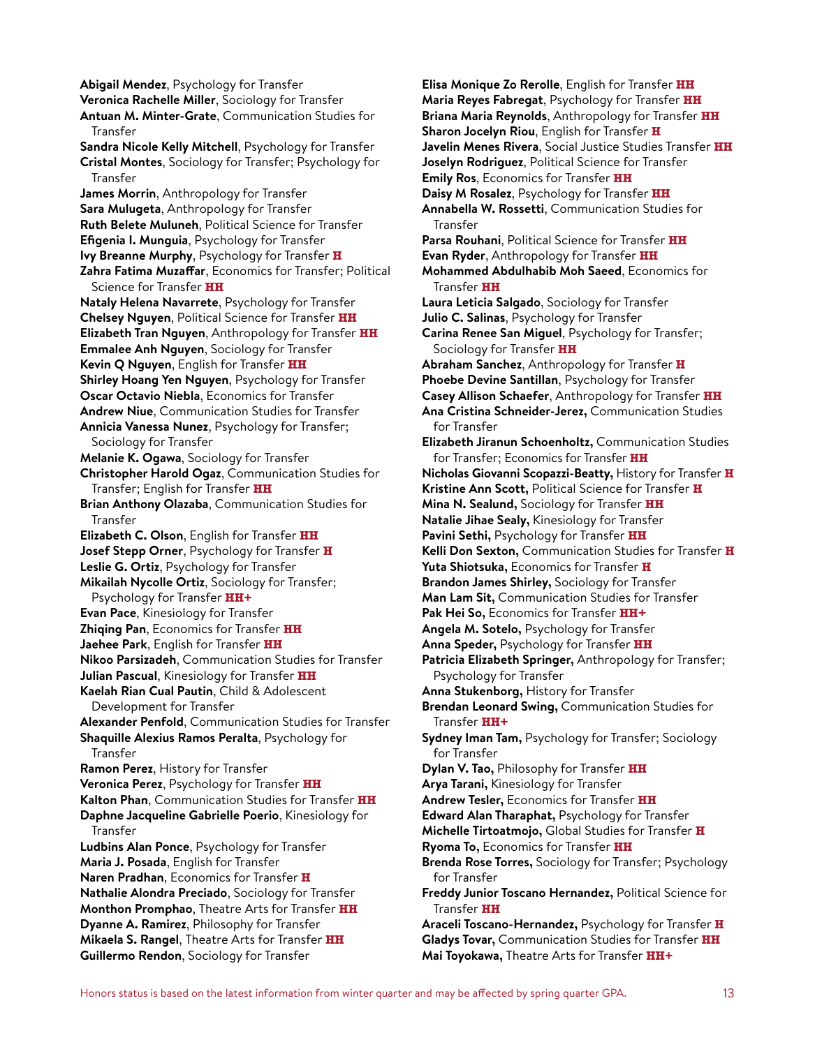**Abigail Mendez**, Psychology for Transfer
**Veronica Rachelle Miller**, Sociology for Transfer
**Antuan M. Minter-Grate**, Communication Studies for Transfer
**Sandra Nicole Kelly Mitchell**, Psychology for Transfer
**Cristal Montes**, Sociology for Transfer; Psychology for Transfer
**James Morrin**, Anthropology for Transfer
**Sara Mulugeta**, Anthropology for Transfer
**Ruth Belete Muluneh**, Political Science for Transfer
**Efigenia I. Munguia**, Psychology for Transfer
**Ivy Breanne Murphy**, Psychology for Transfer **H**
**Zahra Fatima Muzaffar**, Economics for Transfer; Political Science for Transfer **HH**
**Nataly Helena Navarrete**, Psychology for Transfer
**Chelsey Nguyen**, Political Science for Transfer **HH**
**Elizabeth Tran Nguyen**, Anthropology for Transfer **HH**
**Emmalee Anh Nguyen**, Sociology for Transfer
**Kevin Q Nguyen**, English for Transfer **HH**
**Shirley Hoang Yen Nguyen**, Psychology for Transfer
**Oscar Octavio Niebla**, Economics for Transfer
**Andrew Niue**, Communication Studies for Transfer
**Annicia Vanessa Nunez**, Psychology for Transfer; Sociology for Transfer
**Melanie K. Ogawa**, Sociology for Transfer
**Christopher Harold Ogaz**, Communication Studies for Transfer; English for Transfer **HH**
**Brian Anthony Olazaba**, Communication Studies for Transfer
**Elizabeth C. Olson**, English for Transfer **HH**
**Josef Stepp Orner**, Psychology for Transfer **H**
**Leslie G. Ortiz**, Psychology for Transfer
**Mikailah Nycolle Ortiz**, Sociology for Transfer; Psychology for Transfer **HH+**
**Evan Pace**, Kinesiology for Transfer
**Zhiqing Pan**, Economics for Transfer **HH**
**Jaehee Park**, English for Transfer **HH**
**Nikoo Parsizadeh**, Communication Studies for Transfer
**Julian Pascual**, Kinesiology for Transfer **HH**
**Kaelah Rian Cual Pautin**, Child & Adolescent Development for Transfer
**Alexander Penfold**, Communication Studies for Transfer
**Shaquille Alexius Ramos Peralta**, Psychology for Transfer
**Ramon Perez**, History for Transfer
**Veronica Perez**, Psychology for Transfer **HH**
**Kalton Phan**, Communication Studies for Transfer **HH**
**Daphne Jacqueline Gabrielle Poerio**, Kinesiology for Transfer
**Ludbins Alan Ponce**, Psychology for Transfer
**Maria J. Posada**, English for Transfer
**Naren Pradhan**, Economics for Transfer **H**
**Nathalie Alondra Preciado**, Sociology for Transfer
**Monthon Promphao**, Theatre Arts for Transfer **HH**
**Dyanne A. Ramirez**, Philosophy for Transfer
**Mikaela S. Rangel**, Theatre Arts for Transfer **HH**
**Guillermo Rendon**, Sociology for Transfer
**Elisa Monique Zo Rerolle**, English for Transfer **HH**
**Maria Reyes Fabregat**, Psychology for Transfer **HH**
**Briana Maria Reynolds**, Anthropology for Transfer **HH**
**Sharon Jocelyn Riou**, English for Transfer **H**
**Javelin Menes Rivera**, Social Justice Studies Transfer **HH**
**Joselyn Rodriguez**, Political Science for Transfer
**Emily Ros**, Economics for Transfer **HH**
**Daisy M Rosalez**, Psychology for Transfer **HH**
**Annabella W. Rossetti**, Communication Studies for Transfer
**Parsa Rouhani**, Political Science for Transfer **HH**
**Evan Ryder**, Anthropology for Transfer **HH**
**Mohammed Abdulhabib Moh Saeed**, Economics for Transfer **HH**
**Laura Leticia Salgado**, Sociology for Transfer
**Julio C. Salinas**, Psychology for Transfer
**Carina Renee San Miguel**, Psychology for Transfer; Sociology for Transfer **HH**
**Abraham Sanchez**, Anthropology for Transfer **H**
**Phoebe Devine Santillan**, Psychology for Transfer
**Casey Allison Schaefer**, Anthropology for Transfer **HH**
**Ana Cristina Schneider-Jerez,** Communication Studies for Transfer
**Elizabeth Jiranun Schoenholtz,** Communication Studies for Transfer; Economics for Transfer **HH**
**Nicholas Giovanni Scopazzi-Beatty,** History for Transfer **H**
**Kristine Ann Scott,** Political Science for Transfer **H**
**Mina N. Sealund,** Sociology for Transfer **HH**
**Natalie Jihae Sealy,** Kinesiology for Transfer
**Pavini Sethi,** Psychology for Transfer **HH**
**Kelli Don Sexton,** Communication Studies for Transfer **H**
**Yuta Shiotsuka,** Economics for Transfer **H**
**Brandon James Shirley,** Sociology for Transfer
**Man Lam Sit,** Communication Studies for Transfer
**Pak Hei So,** Economics for Transfer **HH+**
**Angela M. Sotelo,** Psychology for Transfer
**Anna Speder,** Psychology for Transfer **HH**
**Patricia Elizabeth Springer,** Anthropology for Transfer; Psychology for Transfer
**Anna Stukenborg,** History for Transfer
**Brendan Leonard Swing,** Communication Studies for Transfer **HH+**
**Sydney Iman Tam,** Psychology for Transfer; Sociology for Transfer
**Dylan V. Tao,** Philosophy for Transfer **HH**
**Arya Tarani,** Kinesiology for Transfer
**Andrew Tesler,** Economics for Transfer **HH**
**Edward Alan Tharaphat,** Psychology for Transfer
**Michelle Tirtoatmojo,** Global Studies for Transfer **H**
**Ryoma To,** Economics for Transfer **HH**
**Brenda Rose Torres,** Sociology for Transfer; Psychology for Transfer
**Freddy Junior Toscano Hernandez,** Political Science for Transfer **HH**
**Araceli Toscano-Hernandez,** Psychology for Transfer **H**
**Gladys Tovar,** Communication Studies for Transfer **HH**
**Mai Toyokawa,** Theatre Arts for Transfer **HH+**

Honors status is based on the latest information from winter quarter and may be affected by spring quarter GPA.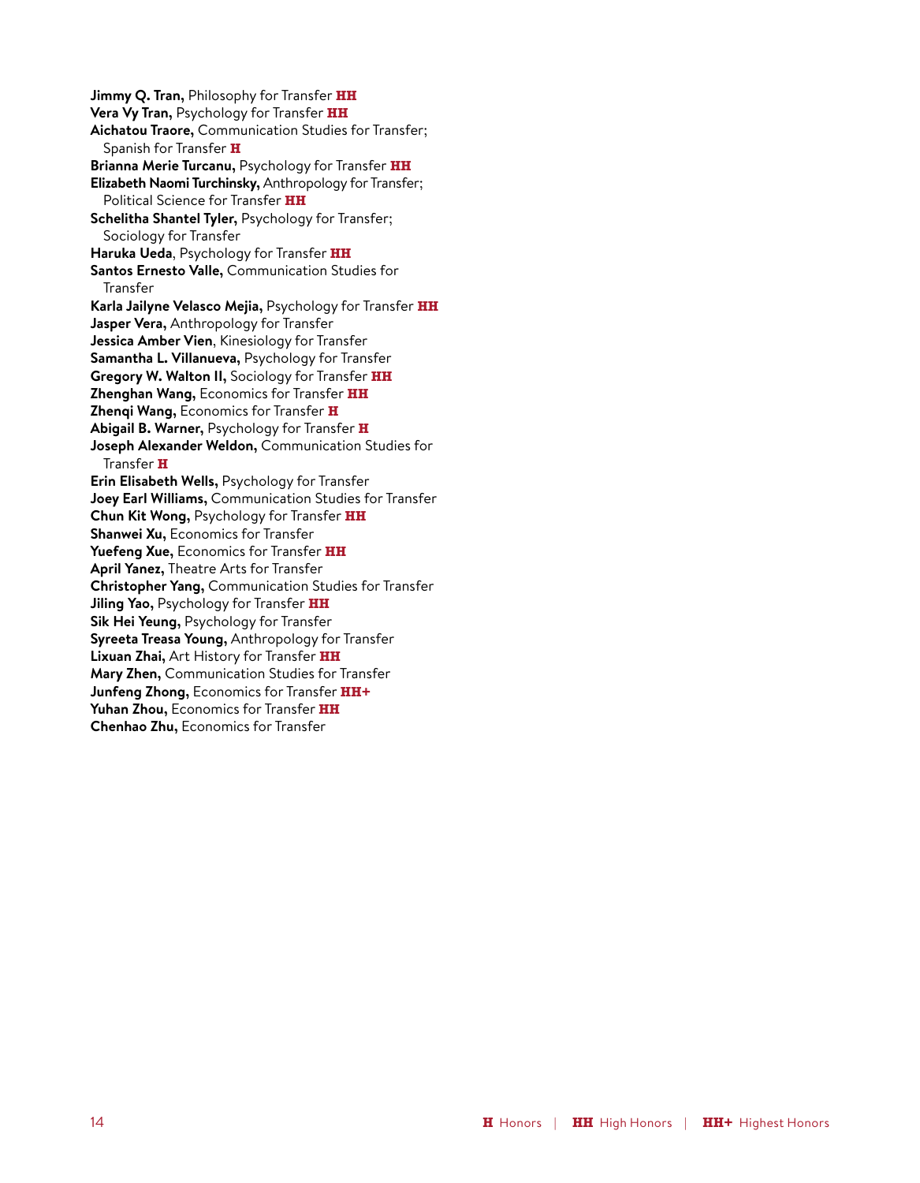**Jimmy Q. Tran,** Philosophy for Transfer **HH**
**Vera Vy Tran,** Psychology for Transfer **HH**
**Aichatou Traore,** Communication Studies for Transfer; Spanish for Transfer **H**
**Brianna Merie Turcanu,** Psychology for Transfer **HH**
**Elizabeth Naomi Turchinsky,** Anthropology for Transfer; Political Science for Transfer **HH**
**Schelitha Shantel Tyler,** Psychology for Transfer; Sociology for Transfer
**Haruka Ueda**, Psychology for Transfer **HH**
**Santos Ernesto Valle,** Communication Studies for Transfer
**Karla Jailyne Velasco Mejia,** Psychology for Transfer **HH**
**Jasper Vera,** Anthropology for Transfer
**Jessica Amber Vien**, Kinesiology for Transfer
**Samantha L. Villanueva,** Psychology for Transfer
**Gregory W. Walton II,** Sociology for Transfer **HH**
**Zhenghan Wang,** Economics for Transfer **HH**
**Zhenqi Wang,** Economics for Transfer **H**
**Abigail B. Warner,** Psychology for Transfer **H**
**Joseph Alexander Weldon,** Communication Studies for Transfer **H**
**Erin Elisabeth Wells,** Psychology for Transfer
**Joey Earl Williams,** Communication Studies for Transfer
**Chun Kit Wong,** Psychology for Transfer **HH**
**Shanwei Xu,** Economics for Transfer
**Yuefeng Xue,** Economics for Transfer **HH**
**April Yanez,** Theatre Arts for Transfer
**Christopher Yang,** Communication Studies for Transfer
**Jiling Yao,** Psychology for Transfer **HH**
**Sik Hei Yeung,** Psychology for Transfer
**Syreeta Treasa Young,** Anthropology for Transfer
**Lixuan Zhai,** Art History for Transfer **HH**
**Mary Zhen,** Communication Studies for Transfer
**Junfeng Zhong,** Economics for Transfer **HH+**
**Yuhan Zhou,** Economics for Transfer **HH**
**Chenhao Zhu,** Economics for Transfer

**H** Honors | **HH** High Honors | **HH+** Highest Honors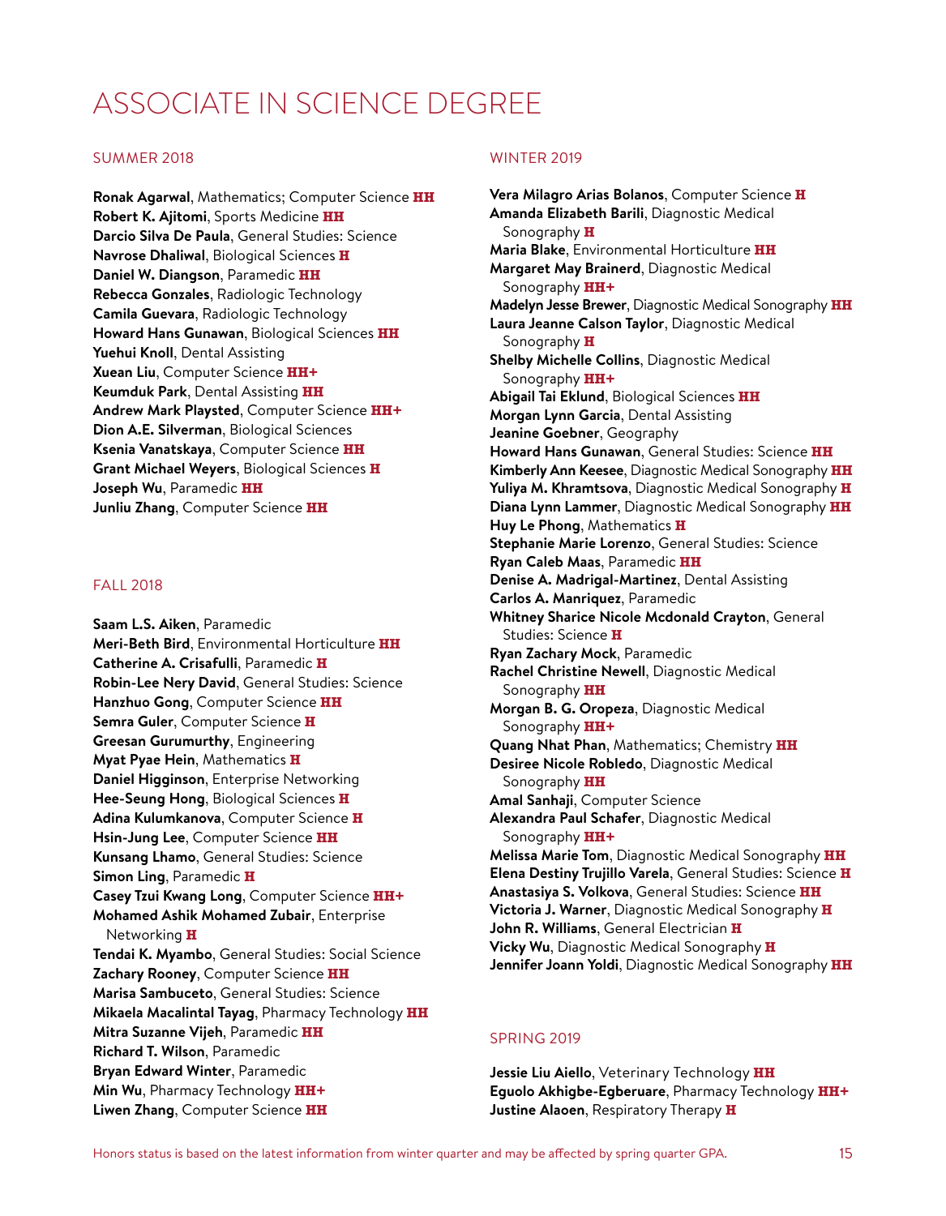# ASSOCIATE IN SCIENCE DEGREE

## SUMMER 2018

**Ronak Agarwal**, Mathematics; Computer Science **HH**
**Robert K. Ajitomi**, Sports Medicine **HH**
**Darcio Silva De Paula**, General Studies: Science
**Navrose Dhaliwal**, Biological Sciences **H**
**Daniel W. Diangson**, Paramedic **HH**
**Rebecca Gonzales**, Radiologic Technology
**Camila Guevara**, Radiologic Technology
**Howard Hans Gunawan**, Biological Sciences **HH**
**Yuehui Knoll**, Dental Assisting
**Xuean Liu**, Computer Science **HH+**
**Keumduk Park**, Dental Assisting **HH**
**Andrew Mark Playsted**, Computer Science **HH+**
**Dion A.E. Silverman**, Biological Sciences
**Ksenia Vanatskaya**, Computer Science **HH**
**Grant Michael Weyers**, Biological Sciences **H**
**Joseph Wu**, Paramedic **HH**
**Junliu Zhang**, Computer Science **HH**

## FALL 2018

**Saam L.S. Aiken**, Paramedic
**Meri-Beth Bird**, Environmental Horticulture **HH**
**Catherine A. Crisafulli**, Paramedic **H**
**Robin-Lee Nery David**, General Studies: Science
**Hanzhuo Gong**, Computer Science **HH**
**Semra Guler**, Computer Science **H**
**Greesan Gurumurthy**, Engineering
**Myat Pyae Hein**, Mathematics **H**
**Daniel Higginson**, Enterprise Networking
**Hee-Seung Hong**, Biological Sciences **H**
**Adina Kulumkanova**, Computer Science **H**
**Hsin-Jung Lee**, Computer Science **HH**
**Kunsang Lhamo**, General Studies: Science
**Simon Ling**, Paramedic **H**
**Casey Tzui Kwang Long**, Computer Science **HH+**
**Mohamed Ashik Mohamed Zubair**, Enterprise Networking **H**
**Tendai K. Myambo**, General Studies: Social Science
**Zachary Rooney**, Computer Science **HH**
**Marisa Sambuceto**, General Studies: Science
**Mikaela Macalintal Tayag**, Pharmacy Technology **HH**
**Mitra Suzanne Vijeh**, Paramedic **HH**
**Richard T. Wilson**, Paramedic
**Bryan Edward Winter**, Paramedic
**Min Wu**, Pharmacy Technology **HH+**
**Liwen Zhang**, Computer Science **HH**

## WINTER 2019

**Vera Milagro Arias Bolanos**, Computer Science **H**
**Amanda Elizabeth Barili**, Diagnostic Medical Sonography **H**
**Maria Blake**, Environmental Horticulture **HH**
**Margaret May Brainerd**, Diagnostic Medical Sonography **HH+**
**Madelyn Jesse Brewer**, Diagnostic Medical Sonography **HH**
**Laura Jeanne Calson Taylor**, Diagnostic Medical Sonography **H**
**Shelby Michelle Collins**, Diagnostic Medical Sonography **HH+**
**Abigail Tai Eklund**, Biological Sciences **HH**
**Morgan Lynn Garcia**, Dental Assisting
**Jeanine Goebner**, Geography
**Howard Hans Gunawan**, General Studies: Science **HH**
**Kimberly Ann Keesee**, Diagnostic Medical Sonography **HH**
**Yuliya M. Khramtsova**, Diagnostic Medical Sonography **H**
**Diana Lynn Lammer**, Diagnostic Medical Sonography **HH**
**Huy Le Phong**, Mathematics **H**
**Stephanie Marie Lorenzo**, General Studies: Science
**Ryan Caleb Maas**, Paramedic **HH**
**Denise A. Madrigal-Martinez**, Dental Assisting
**Carlos A. Manriquez**, Paramedic
**Whitney Sharice Nicole Mcdonald Crayton**, General Studies: Science **H**
**Ryan Zachary Mock**, Paramedic
**Rachel Christine Newell**, Diagnostic Medical Sonography **HH**
**Morgan B. G. Oropeza**, Diagnostic Medical Sonography **HH+**
**Quang Nhat Phan**, Mathematics; Chemistry **HH**
**Desiree Nicole Robledo**, Diagnostic Medical Sonography **HH**
**Amal Sanhaji**, Computer Science
**Alexandra Paul Schafer**, Diagnostic Medical Sonography **HH+**
**Melissa Marie Tom**, Diagnostic Medical Sonography **HH**
**Elena Destiny Trujillo Varela**, General Studies: Science **H**
**Anastasiya S. Volkova**, General Studies: Science **HH**
**Victoria J. Warner**, Diagnostic Medical Sonography **H**
**John R. Williams**, General Electrician **H**
**Vicky Wu**, Diagnostic Medical Sonography **H**
**Jennifer Joann Yoldi**, Diagnostic Medical Sonography **HH**

## SPRING 2019

**Jessie Liu Aiello**, Veterinary Technology **HH**
**Eguolo Akhigbe-Egberuare**, Pharmacy Technology **HH+**
**Justine Alaoen**, Respiratory Therapy **H**

Honors status is based on the latest information from winter quarter and may be affected by spring quarter GPA.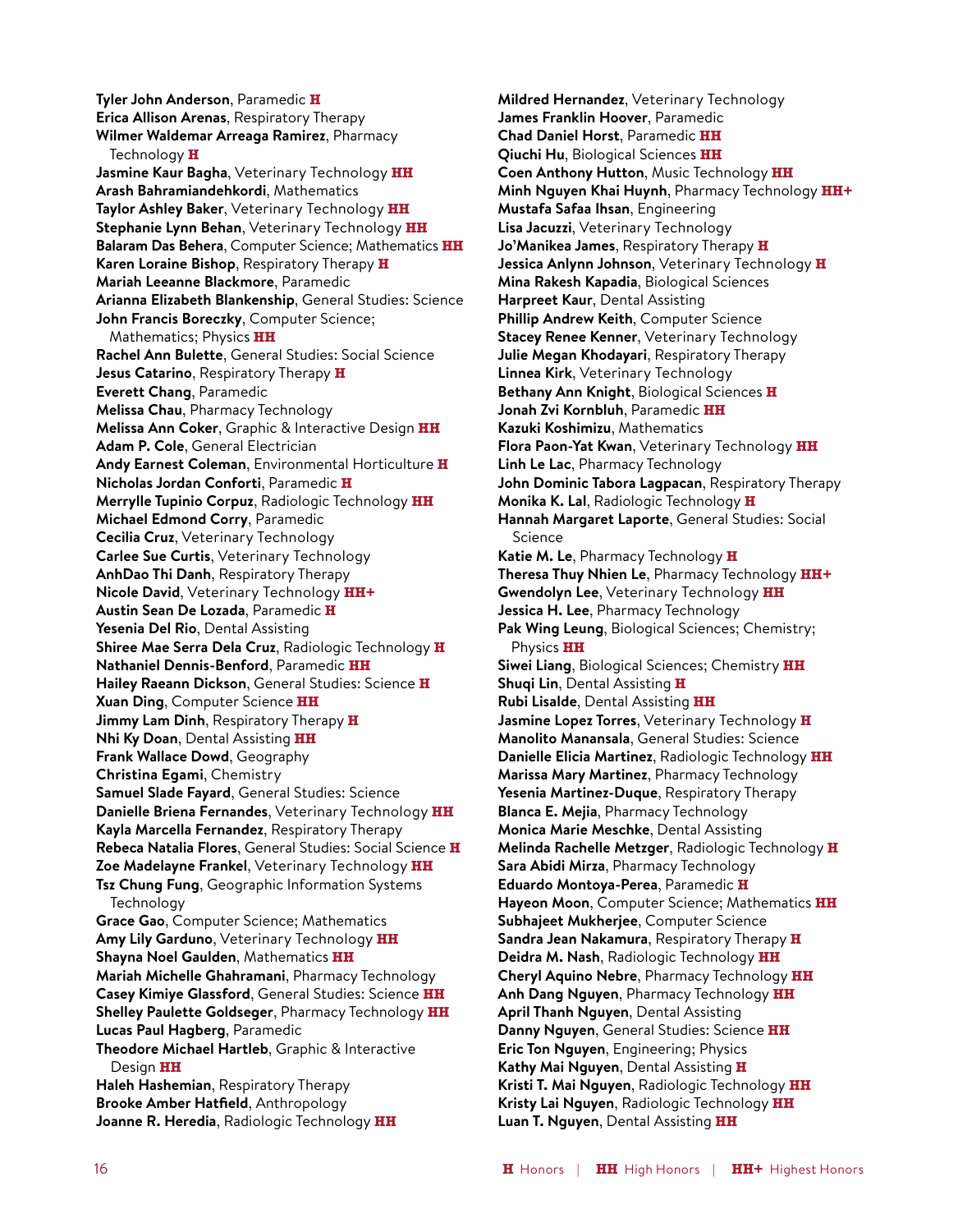**Tyler John Anderson**, Paramedic **H**
**Erica Allison Arenas**, Respiratory Therapy
**Wilmer Waldemar Arreaga Ramirez**, Pharmacy Technology **H**
**Jasmine Kaur Bagha**, Veterinary Technology **HH**
**Arash Bahramiandehkordi**, Mathematics
**Taylor Ashley Baker**, Veterinary Technology **HH**
**Stephanie Lynn Behan**, Veterinary Technology **HH**
**Balaram Das Behera**, Computer Science; Mathematics **HH**
**Karen Loraine Bishop**, Respiratory Therapy **H**
**Mariah Leeanne Blackmore**, Paramedic
**Arianna Elizabeth Blankenship**, General Studies: Science
**John Francis Boreczky**, Computer Science; Mathematics; Physics **HH**
**Rachel Ann Bulette**, General Studies: Social Science
**Jesus Catarino**, Respiratory Therapy **H**
**Everett Chang**, Paramedic
**Melissa Chau**, Pharmacy Technology
**Melissa Ann Coker**, Graphic & Interactive Design **HH**
**Adam P. Cole**, General Electrician
**Andy Earnest Coleman**, Environmental Horticulture **H**
**Nicholas Jordan Conforti**, Paramedic **H**
**Merrylle Tupinio Corpuz**, Radiologic Technology **HH**
**Michael Edmond Corry**, Paramedic
**Cecilia Cruz**, Veterinary Technology
**Carlee Sue Curtis**, Veterinary Technology
**AnhDao Thi Danh**, Respiratory Therapy
**Nicole David**, Veterinary Technology **HH+**
**Austin Sean De Lozada**, Paramedic **H**
**Yesenia Del Rio**, Dental Assisting
**Shiree Mae Serra Dela Cruz**, Radiologic Technology **H**
**Nathaniel Dennis-Benford**, Paramedic **HH**
**Hailey Raeann Dickson**, General Studies: Science **H**
**Xuan Ding**, Computer Science **HH**
**Jimmy Lam Dinh**, Respiratory Therapy **H**
**Nhi Ky Doan**, Dental Assisting **HH**
**Frank Wallace Dowd**, Geography
**Christina Egami**, Chemistry
**Samuel Slade Fayard**, General Studies: Science
**Danielle Briena Fernandes**, Veterinary Technology **HH**
**Kayla Marcella Fernandez**, Respiratory Therapy
**Rebeca Natalia Flores**, General Studies: Social Science **H**
**Zoe Madelayne Frankel**, Veterinary Technology **HH**
**Tsz Chung Fung**, Geographic Information Systems Technology
**Grace Gao**, Computer Science; Mathematics
**Amy Lily Garduno**, Veterinary Technology **HH**
**Shayna Noel Gaulden**, Mathematics **HH**
**Mariah Michelle Ghahramani**, Pharmacy Technology
**Casey Kimiye Glassford**, General Studies: Science **HH**
**Shelley Paulette Goldseger**, Pharmacy Technology **HH**
**Lucas Paul Hagberg**, Paramedic
**Theodore Michael Hartleb**, Graphic & Interactive Design **HH**
**Haleh Hashemian**, Respiratory Therapy
**Brooke Amber Hatfield**, Anthropology
**Joanne R. Heredia**, Radiologic Technology **HH**
**Mildred Hernandez**, Veterinary Technology
**James Franklin Hoover**, Paramedic
**Chad Daniel Horst**, Paramedic **HH**
**Qiuchi Hu**, Biological Sciences **HH**
**Coen Anthony Hutton**, Music Technology **HH**
**Minh Nguyen Khai Huynh**, Pharmacy Technology **HH+**
**Mustafa Safaa Ihsan**, Engineering
**Lisa Jacuzzi**, Veterinary Technology
**Jo'Manikea James**, Respiratory Therapy **H**
**Jessica Anlynn Johnson**, Veterinary Technology **H**
**Mina Rakesh Kapadia**, Biological Sciences
**Harpreet Kaur**, Dental Assisting
**Phillip Andrew Keith**, Computer Science
**Stacey Renee Kenner**, Veterinary Technology
**Julie Megan Khodayari**, Respiratory Therapy
**Linnea Kirk**, Veterinary Technology
**Bethany Ann Knight**, Biological Sciences **H**
**Jonah Zvi Kornbluh**, Paramedic **HH**
**Kazuki Koshimizu**, Mathematics
**Flora Paon-Yat Kwan**, Veterinary Technology **HH**
**Linh Le Lac**, Pharmacy Technology
**John Dominic Tabora Lagpacan**, Respiratory Therapy
**Monika K. Lal**, Radiologic Technology **H**
**Hannah Margaret Laporte**, General Studies: Social Science
**Katie M. Le**, Pharmacy Technology **H**
**Theresa Thuy Nhien Le**, Pharmacy Technology **HH+**
**Gwendolyn Lee**, Veterinary Technology **HH**
**Jessica H. Lee**, Pharmacy Technology
**Pak Wing Leung**, Biological Sciences; Chemistry; Physics **HH**
**Siwei Liang**, Biological Sciences; Chemistry **HH**
**Shuqi Lin**, Dental Assisting **H**
**Rubi Lisalde**, Dental Assisting **HH**
**Jasmine Lopez Torres**, Veterinary Technology **H**
**Manolito Manansala**, General Studies: Science
**Danielle Elicia Martinez**, Radiologic Technology **HH**
**Marissa Mary Martinez**, Pharmacy Technology
**Yesenia Martinez-Duque**, Respiratory Therapy
**Blanca E. Mejia**, Pharmacy Technology
**Monica Marie Meschke**, Dental Assisting
**Melinda Rachelle Metzger**, Radiologic Technology **H**
**Sara Abidi Mirza**, Pharmacy Technology
**Eduardo Montoya-Perea**, Paramedic **H**
**Hayeon Moon**, Computer Science; Mathematics **HH**
**Subhajeet Mukherjee**, Computer Science
**Sandra Jean Nakamura**, Respiratory Therapy **H**
**Deidra M. Nash**, Radiologic Technology **HH**
**Cheryl Aquino Nebre**, Pharmacy Technology **HH**
**Anh Dang Nguyen**, Pharmacy Technology **HH**
**April Thanh Nguyen**, Dental Assisting
**Danny Nguyen**, General Studies: Science **HH**
**Eric Ton Nguyen**, Engineering; Physics
**Kathy Mai Nguyen**, Dental Assisting **H**
**Kristi T. Mai Nguyen**, Radiologic Technology **HH**
**Kristy Lai Nguyen**, Radiologic Technology **HH**
**Luan T. Nguyen**, Dental Assisting **HH**

**H** Honors | **HH** High Honors | **HH+** Highest Honors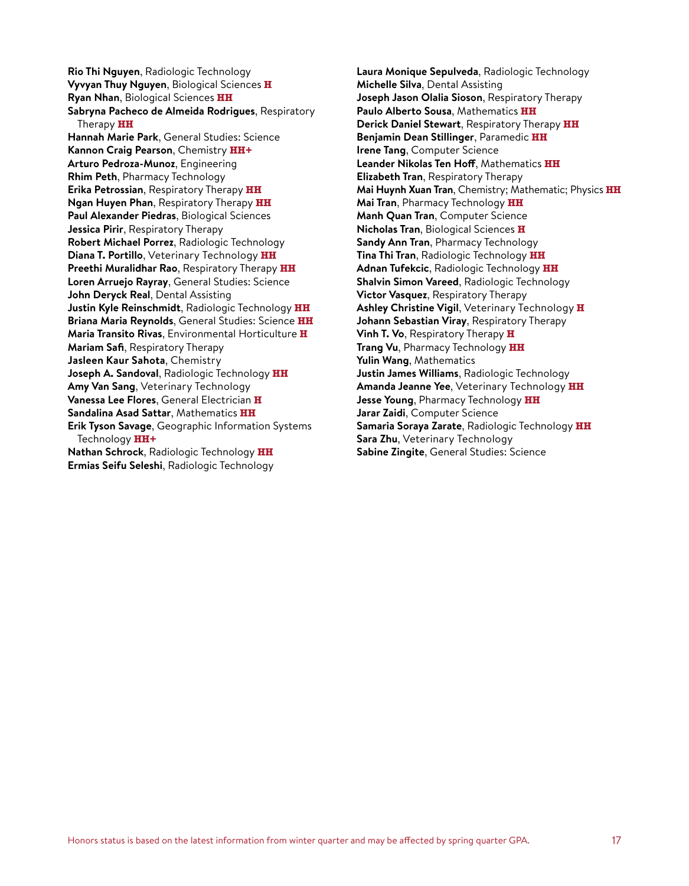**Rio Thi Nguyen**, Radiologic Technology
**Vyvyan Thuy Nguyen**, Biological Sciences **H**
**Ryan Nhan**, Biological Sciences **HH**
**Sabryna Pacheco de Almeida Rodrigues**, Respiratory Therapy **HH**
**Hannah Marie Park**, General Studies: Science
**Kannon Craig Pearson**, Chemistry **HH+**
**Arturo Pedroza-Munoz**, Engineering
**Rhim Peth**, Pharmacy Technology
**Erika Petrossian**, Respiratory Therapy **HH**
**Ngan Huyen Phan**, Respiratory Therapy **HH**
**Paul Alexander Piedras**, Biological Sciences
**Jessica Pirir**, Respiratory Therapy
**Robert Michael Porrez**, Radiologic Technology
**Diana T. Portillo**, Veterinary Technology **HH**
**Preethi Muralidhar Rao**, Respiratory Therapy **HH**
**Loren Arruejo Rayray**, General Studies: Science
**John Deryck Real**, Dental Assisting
**Justin Kyle Reinschmidt**, Radiologic Technology **HH**
**Briana Maria Reynolds**, General Studies: Science **HH**
**Maria Transito Rivas**, Environmental Horticulture **H**
**Mariam Safi**, Respiratory Therapy
**Jasleen Kaur Sahota**, Chemistry
**Joseph A. Sandoval**, Radiologic Technology **HH**
**Amy Van Sang**, Veterinary Technology
**Vanessa Lee Flores**, General Electrician **H**
**Sandalina Asad Sattar**, Mathematics **HH**
**Erik Tyson Savage**, Geographic Information Systems Technology **HH+**
**Nathan Schrock**, Radiologic Technology **HH**
**Ermias Seifu Seleshi**, Radiologic Technology
**Laura Monique Sepulveda**, Radiologic Technology
**Michelle Silva**, Dental Assisting
**Joseph Jason Olalia Sioson**, Respiratory Therapy
**Paulo Alberto Sousa**, Mathematics **HH**
**Derick Daniel Stewart**, Respiratory Therapy **HH**
**Benjamin Dean Stillinger**, Paramedic **HH**
**Irene Tang**, Computer Science
**Leander Nikolas Ten Hoff**, Mathematics **HH**
**Elizabeth Tran**, Respiratory Therapy
**Mai Huynh Xuan Tran**, Chemistry; Mathematic; Physics **HH**
**Mai Tran**, Pharmacy Technology **HH**
**Manh Quan Tran**, Computer Science
**Nicholas Tran**, Biological Sciences **H**
**Sandy Ann Tran**, Pharmacy Technology
**Tina Thi Tran**, Radiologic Technology **HH**
**Adnan Tufekcic**, Radiologic Technology **HH**
**Shalvin Simon Vareed**, Radiologic Technology
**Victor Vasquez**, Respiratory Therapy
**Ashley Christine Vigil**, Veterinary Technology **H**
**Johann Sebastian Viray**, Respiratory Therapy
**Vinh T. Vo**, Respiratory Therapy **H**
**Trang Vu**, Pharmacy Technology **HH**
**Yulin Wang**, Mathematics
**Justin James Williams**, Radiologic Technology
**Amanda Jeanne Yee**, Veterinary Technology **HH**
**Jesse Young**, Pharmacy Technology **HH**
**Jarar Zaidi**, Computer Science
**Samaria Soraya Zarate**, Radiologic Technology **HH**
**Sara Zhu**, Veterinary Technology
**Sabine Zingite**, General Studies: Science

Honors status is based on the latest information from winter quarter and may be affected by spring quarter GPA.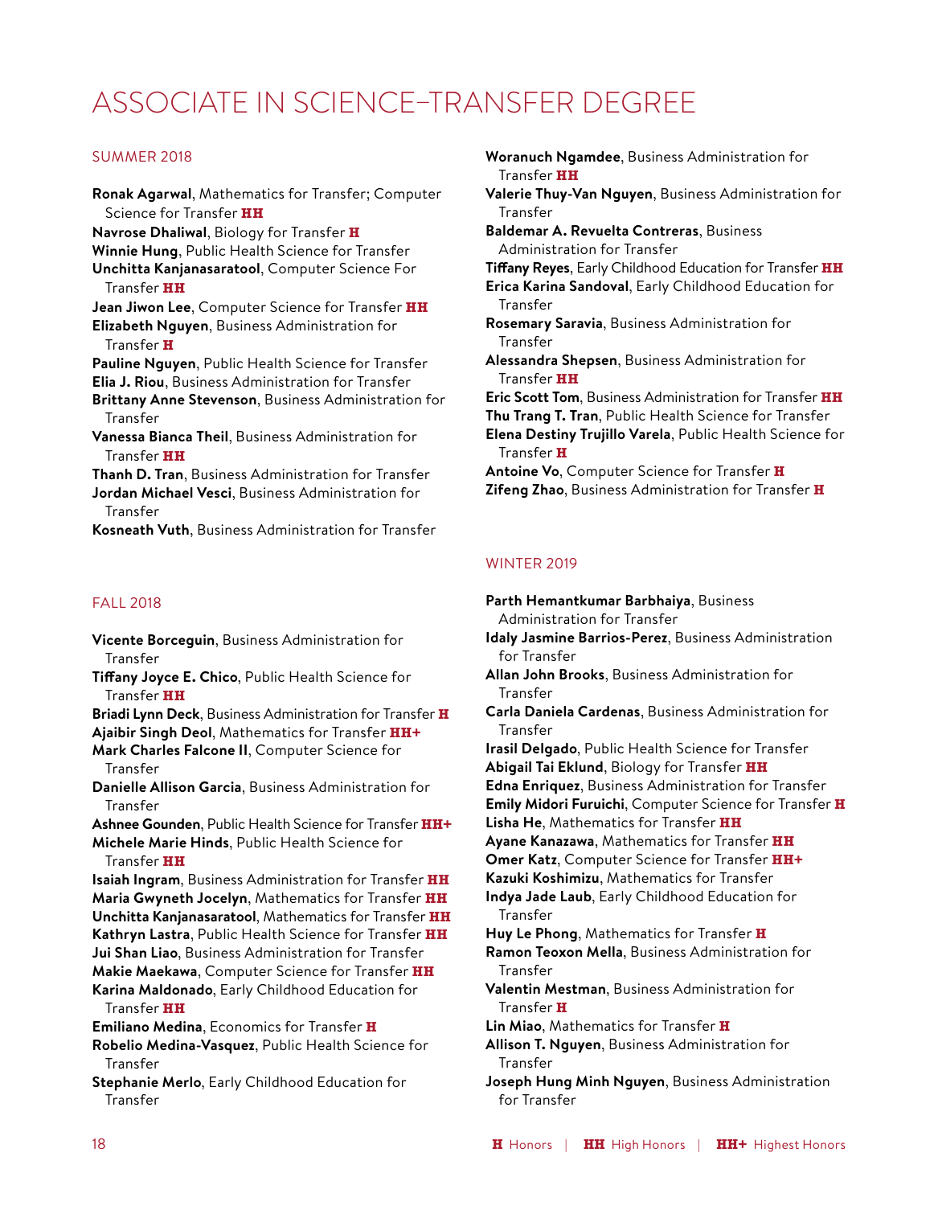# ASSOCIATE IN SCIENCE–TRANSFER DEGREE

## SUMMER 2018

**Ronak Agarwal**, Mathematics for Transfer; Computer Science for Transfer **HH**
**Navrose Dhaliwal**, Biology for Transfer **H**
**Winnie Hung**, Public Health Science for Transfer
**Unchitta Kanjanasaratool**, Computer Science For Transfer **HH**
**Jean Jiwon Lee**, Computer Science for Transfer **HH**
**Elizabeth Nguyen**, Business Administration for Transfer **H**
**Pauline Nguyen**, Public Health Science for Transfer
**Elia J. Riou**, Business Administration for Transfer
**Brittany Anne Stevenson**, Business Administration for Transfer
**Vanessa Bianca Theil**, Business Administration for Transfer **HH**
**Thanh D. Tran**, Business Administration for Transfer
**Jordan Michael Vesci**, Business Administration for Transfer
**Kosneath Vuth**, Business Administration for Transfer

## FALL 2018

**Vicente Borceguin**, Business Administration for Transfer
**Tiffany Joyce E. Chico**, Public Health Science for Transfer **HH**
**Briadi Lynn Deck**, Business Administration for Transfer **H**
**Ajaibir Singh Deol**, Mathematics for Transfer **HH+**
**Mark Charles Falcone II**, Computer Science for Transfer
**Danielle Allison Garcia**, Business Administration for Transfer
**Ashnee Gounden**, Public Health Science for Transfer **HH+**
**Michele Marie Hinds**, Public Health Science for Transfer **HH**
**Isaiah Ingram**, Business Administration for Transfer **HH**
**Maria Gwyneth Jocelyn**, Mathematics for Transfer **HH**
**Unchitta Kanjanasaratool**, Mathematics for Transfer **HH**
**Kathryn Lastra**, Public Health Science for Transfer **HH**
**Jui Shan Liao**, Business Administration for Transfer
**Makie Maekawa**, Computer Science for Transfer **HH**
**Karina Maldonado**, Early Childhood Education for Transfer **HH**
**Emiliano Medina**, Economics for Transfer **H**
**Robelio Medina-Vasquez**, Public Health Science for Transfer
**Stephanie Merlo**, Early Childhood Education for Transfer
**Woranuch Ngamdee**, Business Administration for Transfer **HH**
**Valerie Thuy-Van Nguyen**, Business Administration for Transfer
**Baldemar A. Revuelta Contreras**, Business Administration for Transfer
**Tiffany Reyes**, Early Childhood Education for Transfer **HH**
**Erica Karina Sandoval**, Early Childhood Education for Transfer
**Rosemary Saravia**, Business Administration for Transfer
**Alessandra Shepsen**, Business Administration for Transfer **HH**
**Eric Scott Tom**, Business Administration for Transfer **HH**
**Thu Trang T. Tran**, Public Health Science for Transfer
**Elena Destiny Trujillo Varela**, Public Health Science for Transfer **H**
**Antoine Vo**, Computer Science for Transfer **H**
**Zifeng Zhao**, Business Administration for Transfer **H**

## WINTER 2019

**Parth Hemantkumar Barbhaiya**, Business Administration for Transfer
**Idaly Jasmine Barrios-Perez**, Business Administration for Transfer
**Allan John Brooks**, Business Administration for Transfer
**Carla Daniela Cardenas**, Business Administration for Transfer
**Irasil Delgado**, Public Health Science for Transfer
**Abigail Tai Eklund**, Biology for Transfer **HH**
**Edna Enriquez**, Business Administration for Transfer
**Emily Midori Furuichi**, Computer Science for Transfer **H**
**Lisha He**, Mathematics for Transfer **HH**
**Ayane Kanazawa**, Mathematics for Transfer **HH**
**Omer Katz**, Computer Science for Transfer **HH+**
**Kazuki Koshimizu**, Mathematics for Transfer
**Indya Jade Laub**, Early Childhood Education for Transfer
**Huy Le Phong**, Mathematics for Transfer **H**
**Ramon Teoxon Mella**, Business Administration for Transfer
**Valentin Mestman**, Business Administration for Transfer **H**
**Lin Miao**, Mathematics for Transfer **H**
**Allison T. Nguyen**, Business Administration for Transfer
**Joseph Hung Minh Nguyen**, Business Administration for Transfer

**H** Honors | **HH** High Honors | **HH+** Highest Honors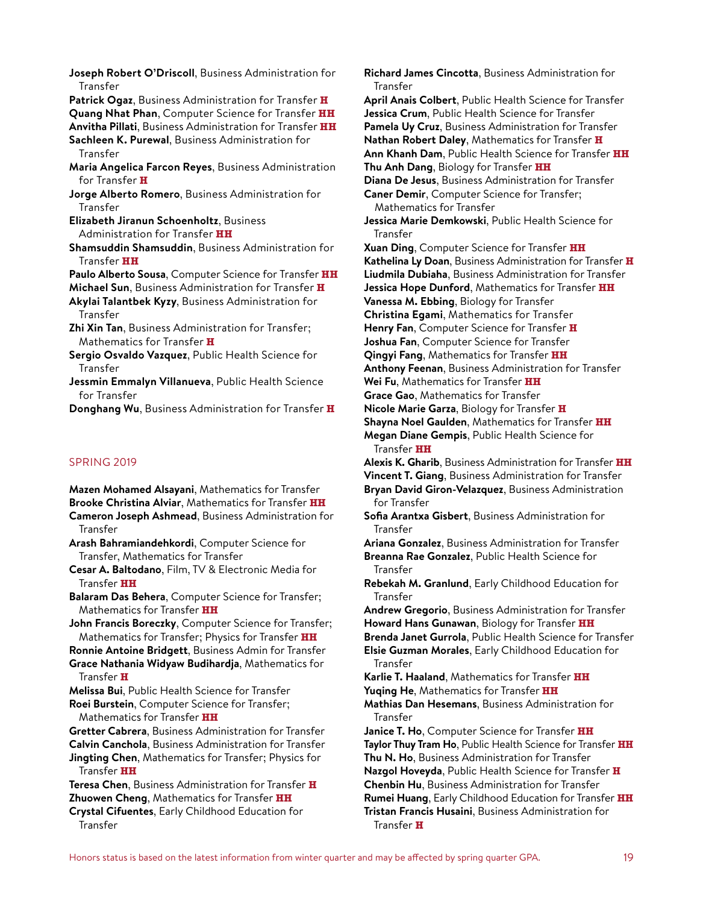**Joseph Robert O'Driscoll**, Business Administration for Transfer
**Patrick Ogaz**, Business Administration for Transfer **H**
**Quang Nhat Phan**, Computer Science for Transfer **HH**
**Anvitha Pillati**, Business Administration for Transfer **HH**
**Sachleen K. Purewal**, Business Administration for Transfer
**Maria Angelica Farcon Reyes**, Business Administration for Transfer **H**
**Jorge Alberto Romero**, Business Administration for Transfer
**Elizabeth Jiranun Schoenholtz**, Business Administration for Transfer **HH**
**Shamsuddin Shamsuddin**, Business Administration for Transfer **HH**
**Paulo Alberto Sousa**, Computer Science for Transfer **HH**
**Michael Sun**, Business Administration for Transfer **H**
**Akylai Talantbek Kyzy**, Business Administration for Transfer
**Zhi Xin Tan**, Business Administration for Transfer; Mathematics for Transfer **H**
**Sergio Osvaldo Vazquez**, Public Health Science for Transfer
**Jessmin Emmalyn Villanueva**, Public Health Science for Transfer
**Donghang Wu**, Business Administration for Transfer **H**

## SPRING 2019

**Mazen Mohamed Alsayani**, Mathematics for Transfer
**Brooke Christina Alviar**, Mathematics for Transfer **HH**
**Cameron Joseph Ashmead**, Business Administration for Transfer
**Arash Bahramiandehkordi**, Computer Science for Transfer, Mathematics for Transfer
**Cesar A. Baltodano**, Film, TV & Electronic Media for Transfer **HH**
**Balaram Das Behera**, Computer Science for Transfer; Mathematics for Transfer **HH**
**John Francis Boreczky**, Computer Science for Transfer; Mathematics for Transfer; Physics for Transfer **HH**
**Ronnie Antoine Bridgett**, Business Admin for Transfer
**Grace Nathania Widyaw Budihardja**, Mathematics for Transfer **H**
**Melissa Bui**, Public Health Science for Transfer
**Roei Burstein**, Computer Science for Transfer; Mathematics for Transfer **HH**
**Gretter Cabrera**, Business Administration for Transfer
**Calvin Canchola**, Business Administration for Transfer
**Jingting Chen**, Mathematics for Transfer; Physics for Transfer **HH**
**Teresa Chen**, Business Administration for Transfer **H**
**Zhuowen Cheng**, Mathematics for Transfer **HH**
**Crystal Cifuentes**, Early Childhood Education for Transfer
**Richard James Cincotta**, Business Administration for Transfer
**April Anais Colbert**, Public Health Science for Transfer
**Jessica Crum**, Public Health Science for Transfer
**Pamela Uy Cruz**, Business Administration for Transfer
**Nathan Robert Daley**, Mathematics for Transfer **H**
**Ann Khanh Dam**, Public Health Science for Transfer **HH**
**Thu Anh Dang**, Biology for Transfer **HH**
**Diana De Jesus**, Business Administration for Transfer
**Caner Demir**, Computer Science for Transfer; Mathematics for Transfer
**Jessica Marie Demkowski**, Public Health Science for Transfer
**Xuan Ding**, Computer Science for Transfer **HH**
**Kathelina Ly Doan**, Business Administration for Transfer **H**
**Liudmila Dubiaha**, Business Administration for Transfer
**Jessica Hope Dunford**, Mathematics for Transfer **HH**
**Vanessa M. Ebbing**, Biology for Transfer
**Christina Egami**, Mathematics for Transfer
**Henry Fan**, Computer Science for Transfer **H**
**Joshua Fan**, Computer Science for Transfer
**Qingyi Fang**, Mathematics for Transfer **HH**
**Anthony Feenan**, Business Administration for Transfer
**Wei Fu**, Mathematics for Transfer **HH**
**Grace Gao**, Mathematics for Transfer
**Nicole Marie Garza**, Biology for Transfer **H**
**Shayna Noel Gaulden**, Mathematics for Transfer **HH**
**Megan Diane Gempis**, Public Health Science for Transfer **HH**
**Alexis K. Gharib**, Business Administration for Transfer **HH**
**Vincent T. Giang**, Business Administration for Transfer
**Bryan David Giron-Velazquez**, Business Administration for Transfer
**Sofia Arantxa Gisbert**, Business Administration for Transfer
**Ariana Gonzalez**, Business Administration for Transfer
**Breanna Rae Gonzalez**, Public Health Science for Transfer
**Rebekah M. Granlund**, Early Childhood Education for Transfer
**Andrew Gregorio**, Business Administration for Transfer
**Howard Hans Gunawan**, Biology for Transfer **HH**
**Brenda Janet Gurrola**, Public Health Science for Transfer
**Elsie Guzman Morales**, Early Childhood Education for Transfer
**Karlie T. Haaland**, Mathematics for Transfer **HH**
**Yuqing He**, Mathematics for Transfer **HH**
**Mathias Dan Hesemans**, Business Administration for Transfer
**Janice T. Ho**, Computer Science for Transfer **HH**
**Taylor Thuy Tram Ho**, Public Health Science for Transfer **HH**
**Thu N. Ho**, Business Administration for Transfer
**Nazgol Hoveyda**, Public Health Science for Transfer **H**
**Chenbin Hu**, Business Administration for Transfer
**Rumei Huang**, Early Childhood Education for Transfer **HH**
**Tristan Francis Husaini**, Business Administration for Transfer **H**

Honors status is based on the latest information from winter quarter and may be affected by spring quarter GPA.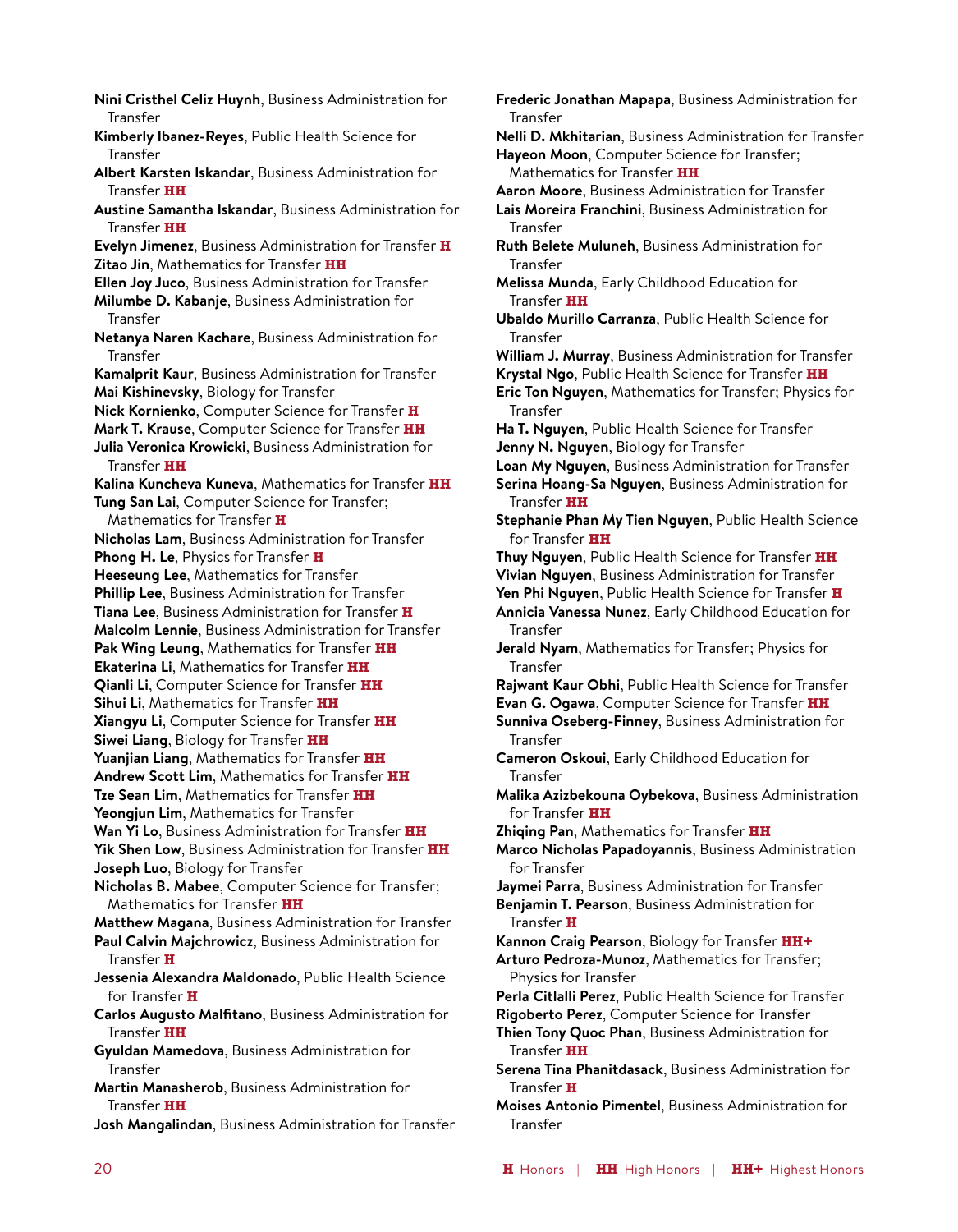**Nini Cristhel Celiz Huynh**, Business Administration for Transfer
**Kimberly Ibanez-Reyes**, Public Health Science for Transfer
**Albert Karsten Iskandar**, Business Administration for Transfer **HH**
**Austine Samantha Iskandar**, Business Administration for Transfer **HH**
**Evelyn Jimenez**, Business Administration for Transfer **H**
**Zitao Jin**, Mathematics for Transfer **HH**
**Ellen Joy Juco**, Business Administration for Transfer
**Milumbe D. Kabanje**, Business Administration for Transfer
**Netanya Naren Kachare**, Business Administration for Transfer
**Kamalprit Kaur**, Business Administration for Transfer
**Mai Kishinevsky**, Biology for Transfer
**Nick Kornienko**, Computer Science for Transfer **H**
**Mark T. Krause**, Computer Science for Transfer **HH**
**Julia Veronica Krowicki**, Business Administration for Transfer **HH**
**Kalina Kuncheva Kuneva**, Mathematics for Transfer **HH**
**Tung San Lai**, Computer Science for Transfer; Mathematics for Transfer **H**
**Nicholas Lam**, Business Administration for Transfer
**Phong H. Le**, Physics for Transfer **H**
**Heeseung Lee**, Mathematics for Transfer
**Phillip Lee**, Business Administration for Transfer
**Tiana Lee**, Business Administration for Transfer **H**
**Malcolm Lennie**, Business Administration for Transfer
**Pak Wing Leung**, Mathematics for Transfer **HH**
**Ekaterina Li**, Mathematics for Transfer **HH**
**Qianli Li**, Computer Science for Transfer **HH**
**Sihui Li**, Mathematics for Transfer **HH**
**Xiangyu Li**, Computer Science for Transfer **HH**
**Siwei Liang**, Biology for Transfer **HH**
**Yuanjian Liang**, Mathematics for Transfer **HH**
**Andrew Scott Lim**, Mathematics for Transfer **HH**
**Tze Sean Lim**, Mathematics for Transfer **HH**
**Yeongjun Lim**, Mathematics for Transfer
**Wan Yi Lo**, Business Administration for Transfer **HH**
**Yik Shen Low**, Business Administration for Transfer **HH**
**Joseph Luo**, Biology for Transfer
**Nicholas B. Mabee**, Computer Science for Transfer; Mathematics for Transfer **HH**
**Matthew Magana**, Business Administration for Transfer
**Paul Calvin Majchrowicz**, Business Administration for Transfer **H**
**Jessenia Alexandra Maldonado**, Public Health Science for Transfer **H**
**Carlos Augusto Malfitano**, Business Administration for Transfer **HH**
**Gyuldan Mamedova**, Business Administration for Transfer
**Martin Manasherob**, Business Administration for Transfer **HH**
**Josh Mangalindan**, Business Administration for Transfer
**Frederic Jonathan Mapapa**, Business Administration for Transfer
**Nelli D. Mkhitarian**, Business Administration for Transfer
**Hayeon Moon**, Computer Science for Transfer; Mathematics for Transfer **HH**
**Aaron Moore**, Business Administration for Transfer
**Lais Moreira Franchini**, Business Administration for Transfer
**Ruth Belete Muluneh**, Business Administration for Transfer
**Melissa Munda**, Early Childhood Education for Transfer **HH**
**Ubaldo Murillo Carranza**, Public Health Science for Transfer
**William J. Murray**, Business Administration for Transfer
**Krystal Ngo**, Public Health Science for Transfer **HH**
**Eric Ton Nguyen**, Mathematics for Transfer; Physics for Transfer
**Ha T. Nguyen**, Public Health Science for Transfer
**Jenny N. Nguyen**, Biology for Transfer
**Loan My Nguyen**, Business Administration for Transfer
**Serina Hoang-Sa Nguyen**, Business Administration for Transfer **HH**
**Stephanie Phan My Tien Nguyen**, Public Health Science for Transfer **HH**
**Thuy Nguyen**, Public Health Science for Transfer **HH**
**Vivian Nguyen**, Business Administration for Transfer
**Yen Phi Nguyen**, Public Health Science for Transfer **H**
**Annicia Vanessa Nunez**, Early Childhood Education for Transfer
**Jerald Nyam**, Mathematics for Transfer; Physics for Transfer
**Rajwant Kaur Obhi**, Public Health Science for Transfer
**Evan G. Ogawa**, Computer Science for Transfer **HH**
**Sunniva Oseberg-Finney**, Business Administration for Transfer
**Cameron Oskoui**, Early Childhood Education for Transfer
**Malika Azizbekouna Oybekova**, Business Administration for Transfer **HH**
**Zhiqing Pan**, Mathematics for Transfer **HH**
**Marco Nicholas Papadoyannis**, Business Administration for Transfer
**Jaymei Parra**, Business Administration for Transfer
**Benjamin T. Pearson**, Business Administration for Transfer **H**
**Kannon Craig Pearson**, Biology for Transfer **HH+**
**Arturo Pedroza-Munoz**, Mathematics for Transfer; Physics for Transfer
**Perla Citlalli Perez**, Public Health Science for Transfer
**Rigoberto Perez**, Computer Science for Transfer
**Thien Tony Quoc Phan**, Business Administration for Transfer **HH**
**Serena Tina Phanitdasack**, Business Administration for Transfer **H**
**Moises Antonio Pimentel**, Business Administration for Transfer

**H** Honors | **HH** High Honors | **HH+** Highest Honors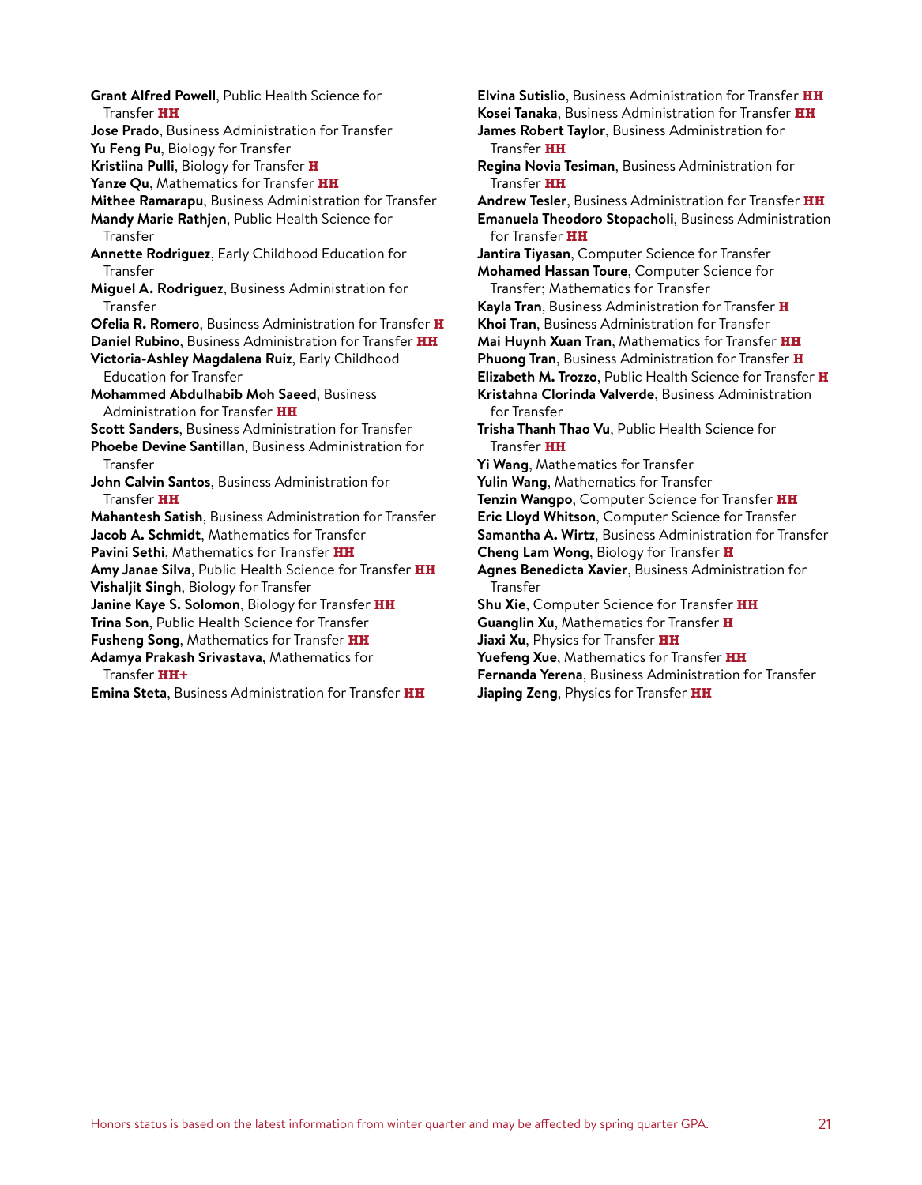**Grant Alfred Powell**, Public Health Science for Transfer **HH**
**Jose Prado**, Business Administration for Transfer
**Yu Feng Pu**, Biology for Transfer
**Kristiina Pulli**, Biology for Transfer **H**
**Yanze Qu**, Mathematics for Transfer **HH**
**Mithee Ramarapu**, Business Administration for Transfer
**Mandy Marie Rathjen**, Public Health Science for Transfer
**Annette Rodriguez**, Early Childhood Education for Transfer
**Miguel A. Rodriguez**, Business Administration for Transfer
**Ofelia R. Romero**, Business Administration for Transfer **H**
**Daniel Rubino**, Business Administration for Transfer **HH**
**Victoria-Ashley Magdalena Ruiz**, Early Childhood Education for Transfer
**Mohammed Abdulhabib Moh Saeed**, Business Administration for Transfer **HH**
**Scott Sanders**, Business Administration for Transfer
**Phoebe Devine Santillan**, Business Administration for Transfer
**John Calvin Santos**, Business Administration for Transfer **HH**
**Mahantesh Satish**, Business Administration for Transfer
**Jacob A. Schmidt**, Mathematics for Transfer
**Pavini Sethi**, Mathematics for Transfer **HH**
**Amy Janae Silva**, Public Health Science for Transfer **HH**
**Vishaljit Singh**, Biology for Transfer
**Janine Kaye S. Solomon**, Biology for Transfer **HH**
**Trina Son**, Public Health Science for Transfer
**Fusheng Song**, Mathematics for Transfer **HH**
**Adamya Prakash Srivastava**, Mathematics for Transfer **HH+**
**Emina Steta**, Business Administration for Transfer **HH**
**Elvina Sutislio**, Business Administration for Transfer **HH**
**Kosei Tanaka**, Business Administration for Transfer **HH**
**James Robert Taylor**, Business Administration for Transfer **HH**
**Regina Novia Tesiman**, Business Administration for Transfer **HH**
**Andrew Tesler**, Business Administration for Transfer **HH**
**Emanuela Theodoro Stopacholi**, Business Administration for Transfer **HH**
**Jantira Tiyasan**, Computer Science for Transfer
**Mohamed Hassan Toure**, Computer Science for Transfer; Mathematics for Transfer
**Kayla Tran**, Business Administration for Transfer **H**
**Khoi Tran**, Business Administration for Transfer
**Mai Huynh Xuan Tran**, Mathematics for Transfer **HH**
**Phuong Tran**, Business Administration for Transfer **H**
**Elizabeth M. Trozzo**, Public Health Science for Transfer **H**
**Kristahna Clorinda Valverde**, Business Administration for Transfer
**Trisha Thanh Thao Vu**, Public Health Science for Transfer **HH**
**Yi Wang**, Mathematics for Transfer
**Yulin Wang**, Mathematics for Transfer
**Tenzin Wangpo**, Computer Science for Transfer **HH**
**Eric Lloyd Whitson**, Computer Science for Transfer
**Samantha A. Wirtz**, Business Administration for Transfer
**Cheng Lam Wong**, Biology for Transfer **H**
**Agnes Benedicta Xavier**, Business Administration for Transfer
**Shu Xie**, Computer Science for Transfer **HH**
**Guanglin Xu**, Mathematics for Transfer **H**
**Jiaxi Xu**, Physics for Transfer **HH**
**Yuefeng Xue**, Mathematics for Transfer **HH**
**Fernanda Yerena**, Business Administration for Transfer
**Jiaping Zeng**, Physics for Transfer **HH**

Honors status is based on the latest information from winter quarter and may be affected by spring quarter GPA.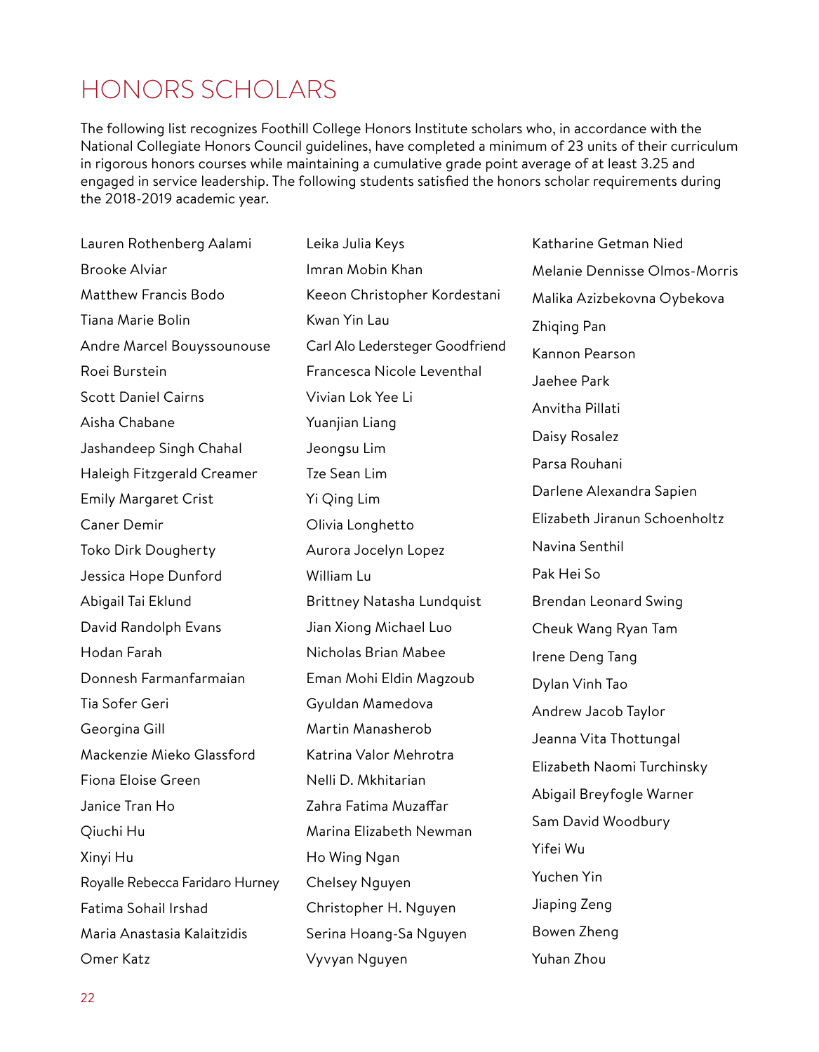# HONORS SCHOLARS

The following list recognizes Foothill College Honors Institute scholars who, in accordance with the National Collegiate Honors Council guidelines, have completed a minimum of 23 units of their curriculum in rigorous honors courses while maintaining a cumulative grade point average of at least 3.25 and engaged in service leadership. The following students satisfied the honors scholar requirements during the 2018-2019 academic year.

Lauren Rothenberg Aalami
Brooke Alviar
Matthew Francis Bodo
Tiana Marie Bolin
Andre Marcel Bouyssounouse
Roei Burstein
Scott Daniel Cairns
Aisha Chabane
Jashandeep Singh Chahal
Haleigh Fitzgerald Creamer
Emily Margaret Crist
Caner Demir
Toko Dirk Dougherty
Jessica Hope Dunford
Abigail Tai Eklund
David Randolph Evans
Hodan Farah
Donnesh Farmanfarmaian
Tia Sofer Geri
Georgina Gill
Mackenzie Mieko Glassford
Fiona Eloise Green
Janice Tran Ho
Qiuchi Hu
Xinyi Hu
Royalle Rebecca Faridaro Hurney
Fatima Sohail Irshad
Maria Anastasia Kalaitzidis
Omer Katz
Leika Julia Keys
Imran Mobin Khan
Keeon Christopher Kordestani
Kwan Yin Lau
Carl Alo Ledersteger Goodfriend
Francesca Nicole Leventhal
Vivian Lok Yee Li
Yuanjian Liang
Jeongsu Lim
Tze Sean Lim
Yi Qing Lim
Olivia Longhetto
Aurora Jocelyn Lopez
William Lu
Brittney Natasha Lundquist
Jian Xiong Michael Luo
Nicholas Brian Mabee
Eman Mohi Eldin Magzoub
Gyuldan Mamedova
Martin Manasherob
Katrina Valor Mehrotra
Nelli D. Mkhitarian
Zahra Fatima Muzaffar
Marina Elizabeth Newman
Ho Wing Ngan
Chelsey Nguyen
Christopher H. Nguyen
Serina Hoang-Sa Nguyen
Vyvyan Nguyen
Katharine Getman Nied
Melanie Dennisse Olmos-Morris
Malika Azizbekovna Oybekova
Zhiqing Pan
Kannon Pearson
Jaehee Park
Anvitha Pillati
Daisy Rosalez
Parsa Rouhani
Darlene Alexandra Sapien
Elizabeth Jiranun Schoenholtz
Navina Senthil
Pak Hei So
Brendan Leonard Swing
Cheuk Wang Ryan Tam
Irene Deng Tang
Dylan Vinh Tao
Andrew Jacob Taylor
Jeanna Vita Thottungal
Elizabeth Naomi Turchinsky
Abigail Breyfogle Warner
Sam David Woodbury
Yifei Wu
Yuchen Yin
Jiaping Zeng
Bowen Zheng
Yuhan Zhou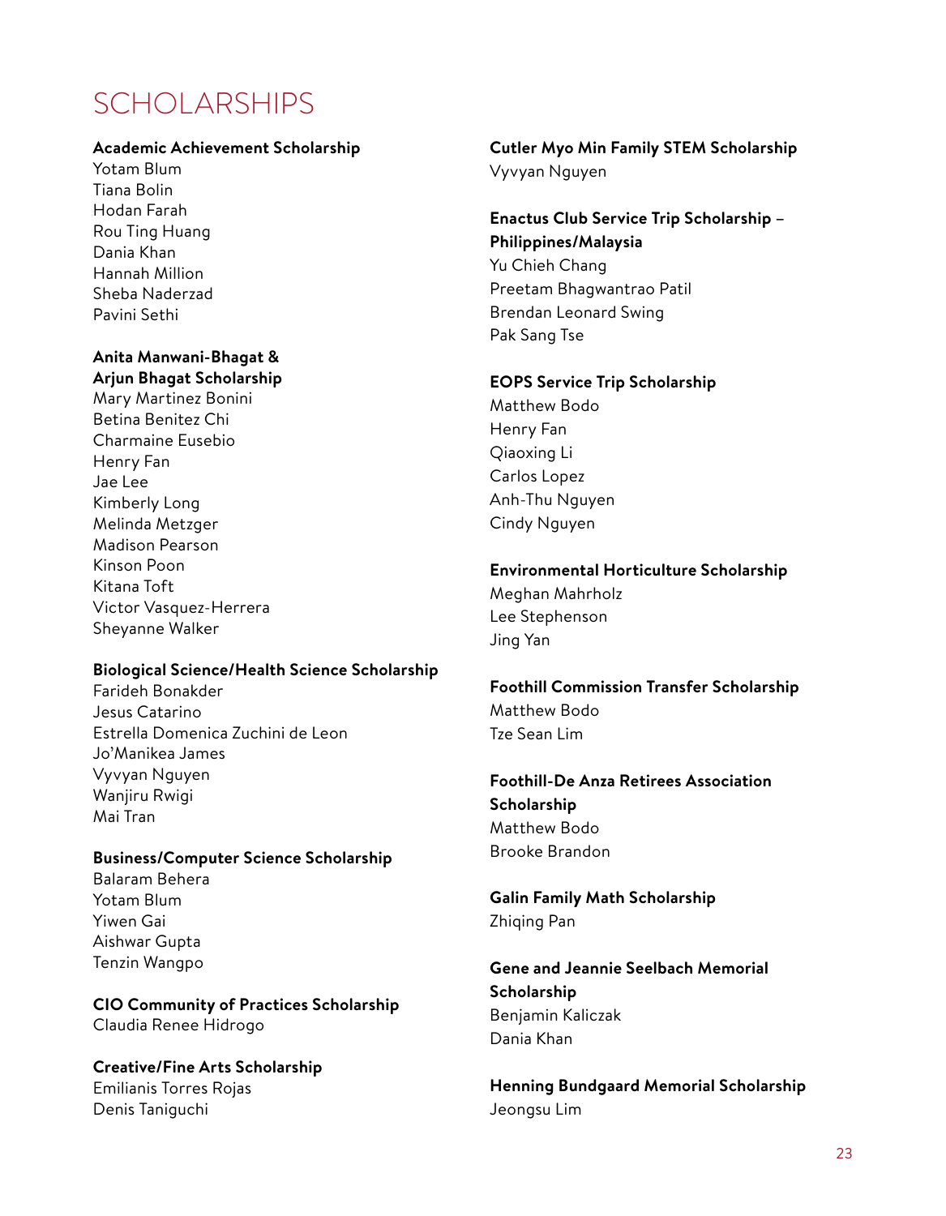# SCHOLARSHIPS

**Academic Achievement Scholarship**
Yotam Blum
Tiana Bolin
Hodan Farah
Rou Ting Huang
Dania Khan
Hannah Million
Sheba Naderzad
Pavini Sethi

**Anita Manwani-Bhagat & Arjun Bhagat Scholarship**
Mary Martinez Bonini
Betina Benitez Chi
Charmaine Eusebio
Henry Fan
Jae Lee
Kimberly Long
Melinda Metzger
Madison Pearson
Kinson Poon
Kitana Toft
Victor Vasquez-Herrera
Sheyanne Walker

**Biological Science/Health Science Scholarship**
Farideh Bonakder
Jesus Catarino
Estrella Domenica Zuchini de Leon
Jo'Manikea James
Vyvyan Nguyen
Wanjiru Rwigi
Mai Tran

**Business/Computer Science Scholarship**
Balaram Behera
Yotam Blum
Yiwen Gai
Aishwar Gupta
Tenzin Wangpo

**CIO Community of Practices Scholarship**
Claudia Renee Hidrogo

**Creative/Fine Arts Scholarship**
Emilianis Torres Rojas
Denis Taniguchi

**Cutler Myo Min Family STEM Scholarship**
Vyvyan Nguyen

**Enactus Club Service Trip Scholarship – Philippines/Malaysia**
Yu Chieh Chang
Preetam Bhagwantrao Patil
Brendan Leonard Swing
Pak Sang Tse

**EOPS Service Trip Scholarship**
Matthew Bodo
Henry Fan
Qiaoxing Li
Carlos Lopez
Anh-Thu Nguyen
Cindy Nguyen

**Environmental Horticulture Scholarship**
Meghan Mahrholz
Lee Stephenson
Jing Yan

**Foothill Commission Transfer Scholarship**
Matthew Bodo
Tze Sean Lim

**Foothill-De Anza Retirees Association Scholarship**
Matthew Bodo
Brooke Brandon

**Galin Family Math Scholarship**
Zhiqing Pan

**Gene and Jeannie Seelbach Memorial Scholarship**
Benjamin Kaliczak
Dania Khan

**Henning Bundgaard Memorial Scholarship**
Jeongsu Lim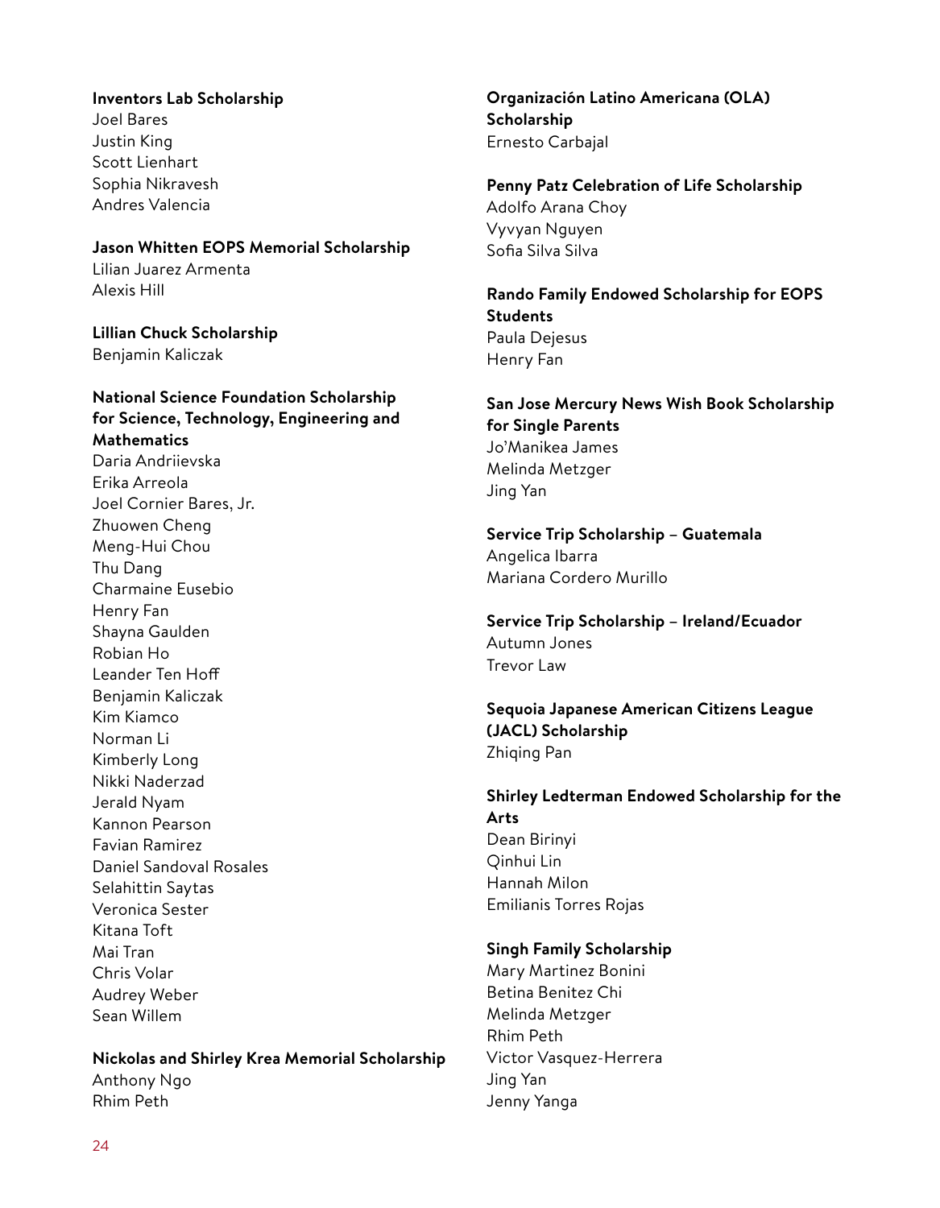**Inventors Lab Scholarship**
Joel Bares
Justin King
Scott Lienhart
Sophia Nikravesh
Andres Valencia

**Jason Whitten EOPS Memorial Scholarship**
Lilian Juarez Armenta
Alexis Hill

**Lillian Chuck Scholarship**
Benjamin Kaliczak

**National Science Foundation Scholarship for Science, Technology, Engineering and Mathematics**
Daria Andriievska
Erika Arreola
Joel Cornier Bares, Jr.
Zhuowen Cheng
Meng-Hui Chou
Thu Dang
Charmaine Eusebio
Henry Fan
Shayna Gaulden
Robian Ho
Leander Ten Hoff
Benjamin Kaliczak
Kim Kiamco
Norman Li
Kimberly Long
Nikki Naderzad
Jerald Nyam
Kannon Pearson
Favian Ramirez
Daniel Sandoval Rosales
Selahittin Saytas
Veronica Sester
Kitana Toft
Mai Tran
Chris Volar
Audrey Weber
Sean Willem

**Nickolas and Shirley Krea Memorial Scholarship**
Anthony Ngo
Rhim Peth

**Organización Latino Americana (OLA) Scholarship**
Ernesto Carbajal

**Penny Patz Celebration of Life Scholarship**
Adolfo Arana Choy
Vyvyan Nguyen
Sofia Silva Silva

**Rando Family Endowed Scholarship for EOPS Students**
Paula Dejesus
Henry Fan

**San Jose Mercury News Wish Book Scholarship for Single Parents**
Jo'Manikea James
Melinda Metzger
Jing Yan

**Service Trip Scholarship – Guatemala**
Angelica Ibarra
Mariana Cordero Murillo

**Service Trip Scholarship – Ireland/Ecuador**
Autumn Jones
Trevor Law

**Sequoia Japanese American Citizens League (JACL) Scholarship**
Zhiqing Pan

**Shirley Ledterman Endowed Scholarship for the Arts**
Dean Birinyi
Qinhui Lin
Hannah Milon
Emilianis Torres Rojas

**Singh Family Scholarship**
Mary Martinez Bonini
Betina Benitez Chi
Melinda Metzger
Rhim Peth
Victor Vasquez-Herrera
Jing Yan
Jenny Yanga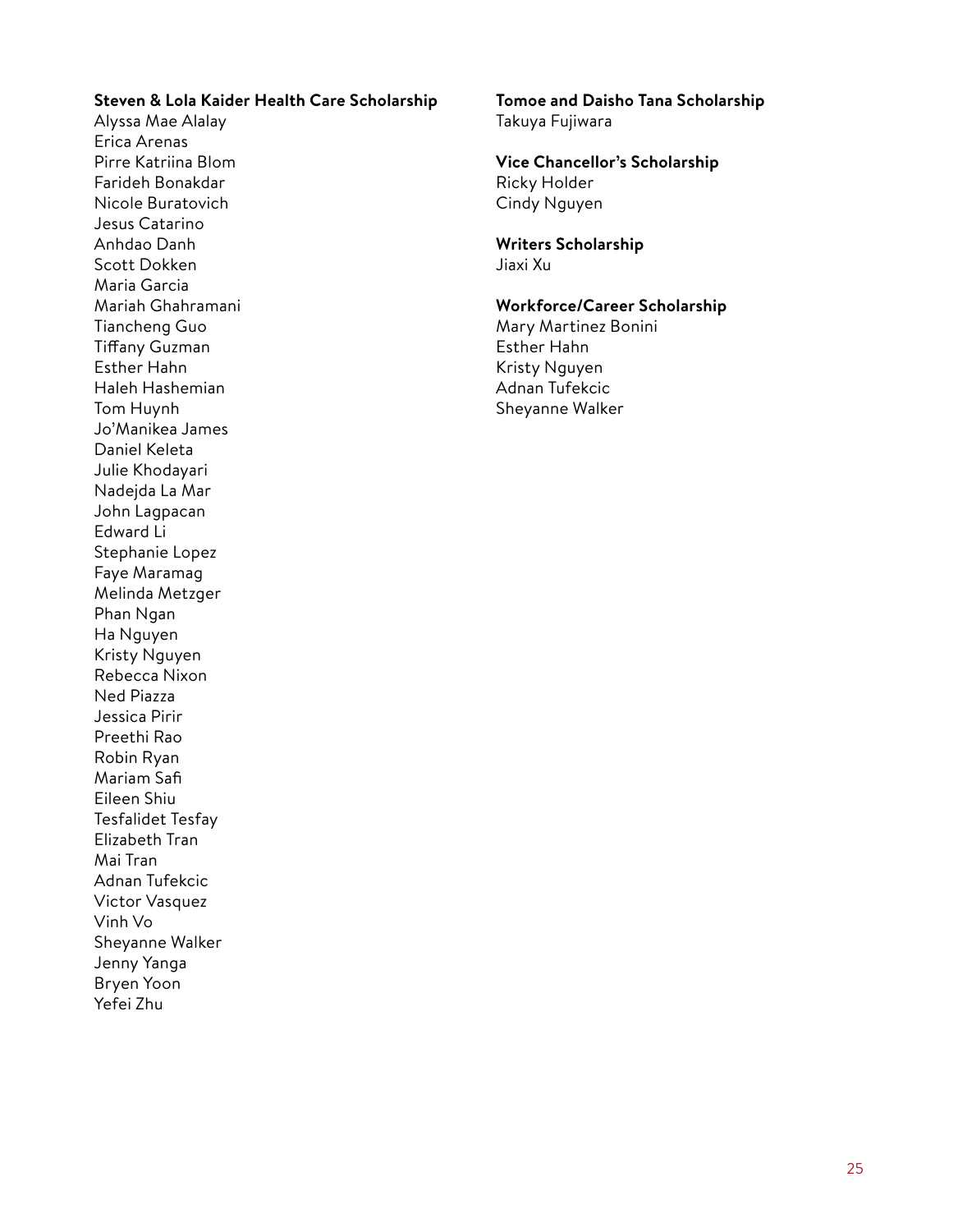**Steven & Lola Kaider Health Care Scholarship**
Alyssa Mae Alalay
Erica Arenas
Pirre Katriina Blom
Farideh Bonakdar
Nicole Buratovich
Jesus Catarino
Anhdao Danh
Scott Dokken
Maria Garcia
Mariah Ghahramani
Tiancheng Guo
Tiffany Guzman
Esther Hahn
Haleh Hashemian
Tom Huynh
Jo'Manikea James
Daniel Keleta
Julie Khodayari
Nadejda La Mar
John Lagpacan
Edward Li
Stephanie Lopez
Faye Maramag
Melinda Metzger
Phan Ngan
Ha Nguyen
Kristy Nguyen
Rebecca Nixon
Ned Piazza
Jessica Pirir
Preethi Rao
Robin Ryan
Mariam Safi
Eileen Shiu
Tesfalidet Tesfay
Elizabeth Tran
Mai Tran
Adnan Tufekcic
Victor Vasquez
Vinh Vo
Sheyanne Walker
Jenny Yanga
Bryen Yoon
Yefei Zhu

**Tomoe and Daisho Tana Scholarship**
Takuya Fujiwara

**Vice Chancellor's Scholarship**
Ricky Holder
Cindy Nguyen

**Writers Scholarship**
Jiaxi Xu

**Workforce/Career Scholarship**
Mary Martinez Bonini
Esther Hahn
Kristy Nguyen
Adnan Tufekcic
Sheyanne Walker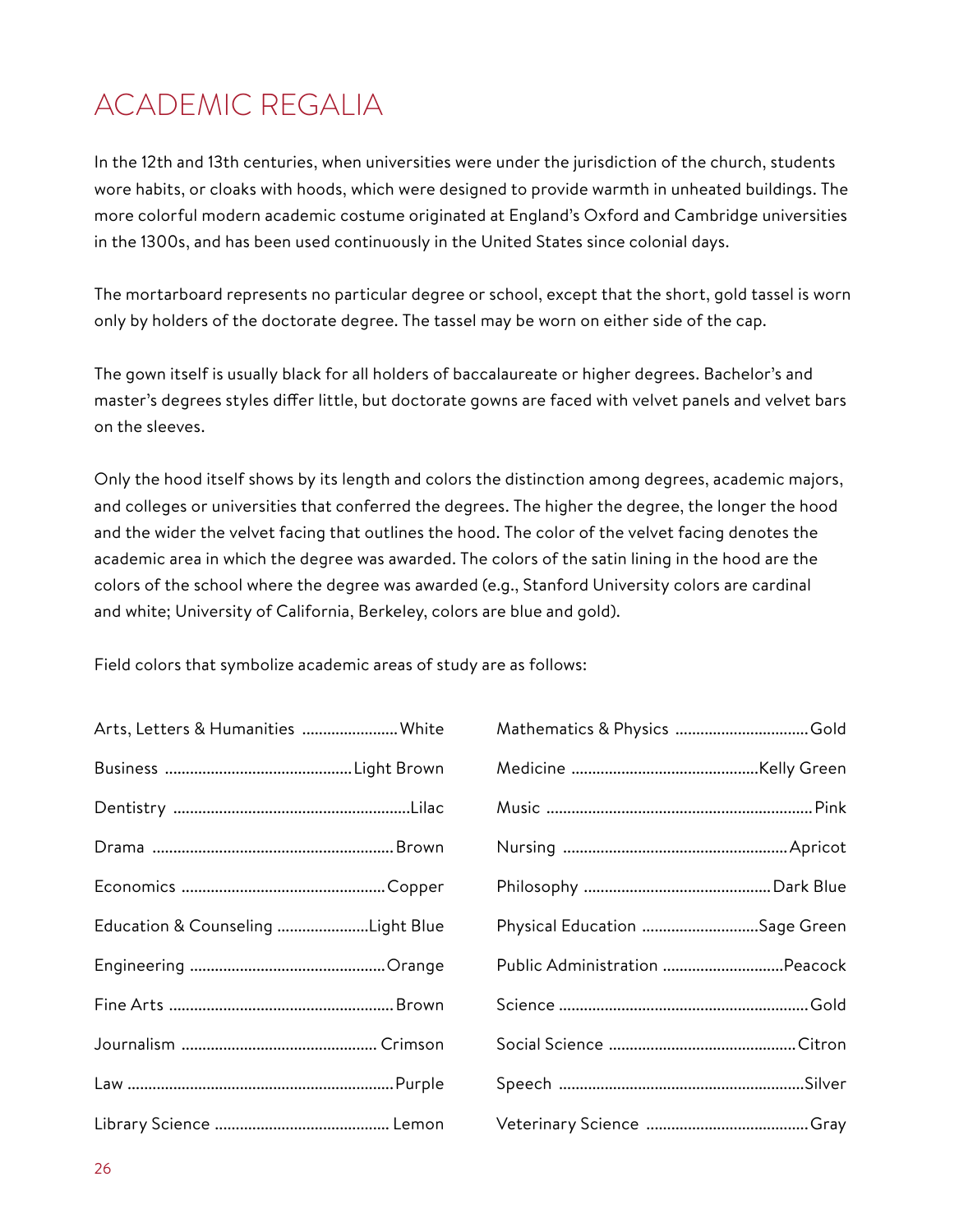# ACADEMIC REGALIA

In the 12th and 13th centuries, when universities were under the jurisdiction of the church, students wore habits, or cloaks with hoods, which were designed to provide warmth in unheated buildings. The more colorful modern academic costume originated at England's Oxford and Cambridge universities in the 1300s, and has been used continuously in the United States since colonial days.

The mortarboard represents no particular degree or school, except that the short, gold tassel is worn only by holders of the doctorate degree. The tassel may be worn on either side of the cap.

The gown itself is usually black for all holders of baccalaureate or higher degrees. Bachelor's and master's degrees styles differ little, but doctorate gowns are faced with velvet panels and velvet bars on the sleeves.

Only the hood itself shows by its length and colors the distinction among degrees, academic majors, and colleges or universities that conferred the degrees. The higher the degree, the longer the hood and the wider the velvet facing that outlines the hood. The color of the velvet facing denotes the academic area in which the degree was awarded. The colors of the satin lining in the hood are the colors of the school where the degree was awarded (e.g., Stanford University colors are cardinal and white; University of California, Berkeley, colors are blue and gold).

Field colors that symbolize academic areas of study are as follows:

| Field | Color |
|---|---|
| Arts, Letters & Humanities | White |
| Business | Light Brown |
| Dentistry | Lilac |
| Drama | Brown |
| Economics | Copper |
| Education & Counseling | Light Blue |
| Engineering | Orange |
| Fine Arts | Brown |
| Journalism | Crimson |
| Law | Purple |
| Library Science | Lemon |
| Mathematics & Physics | Gold |
| Medicine | Kelly Green |
| Music | Pink |
| Nursing | Apricot |
| Philosophy | Dark Blue |
| Physical Education | Sage Green |
| Public Administration | Peacock |
| Science | Gold |
| Social Science | Citron |
| Speech | Silver |
| Veterinary Science | Gray |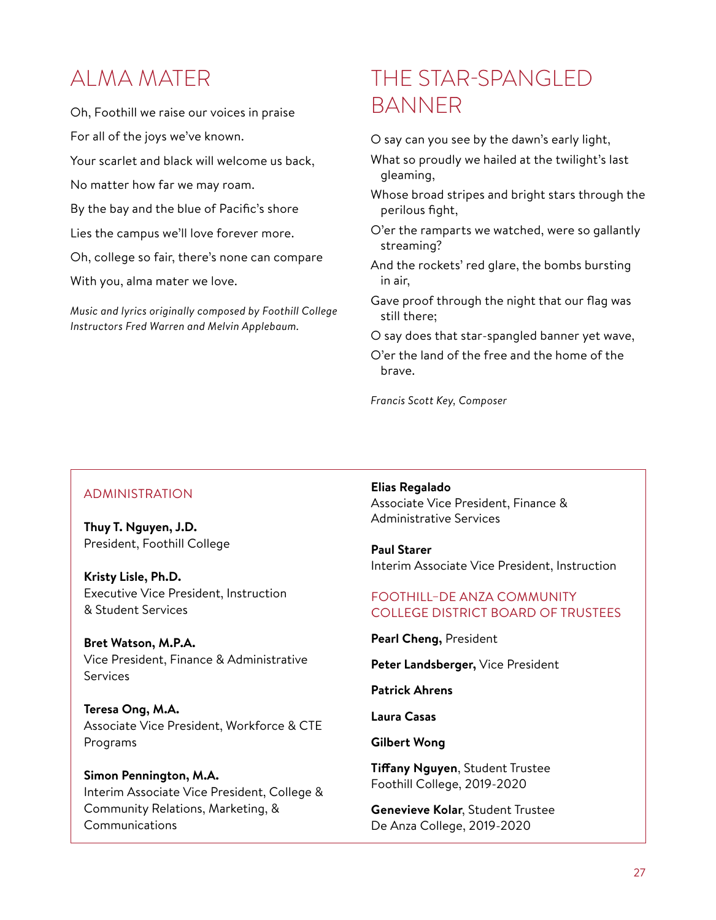## ALMA MATER

Oh, Foothill we raise our voices in praise

For all of the joys we've known.

Your scarlet and black will welcome us back,

No matter how far we may roam.

By the bay and the blue of Pacific's shore

Lies the campus we'll love forever more.

Oh, college so fair, there's none can compare

With you, alma mater we love.

*Music and lyrics originally composed by Foothill College Instructors Fred Warren and Melvin Applebaum.*

## THE STAR-SPANGLED BANNER

O say can you see by the dawn's early light,

What so proudly we hailed at the twilight's last gleaming,

Whose broad stripes and bright stars through the perilous fight,

O'er the ramparts we watched, were so gallantly streaming?

And the rockets' red glare, the bombs bursting in air,

Gave proof through the night that our flag was still there;

O say does that star-spangled banner yet wave,

O'er the land of the free and the home of the brave.

*Francis Scott Key, Composer*

### ADMINISTRATION

**Thuy T. Nguyen, J.D.**
President, Foothill College

**Kristy Lisle, Ph.D.**
Executive Vice President, Instruction & Student Services

**Bret Watson, M.P.A.**
Vice President, Finance & Administrative Services

**Teresa Ong, M.A.**
Associate Vice President, Workforce & CTE Programs

**Simon Pennington, M.A.**
Interim Associate Vice President, College & Community Relations, Marketing, & Communications

**Elias Regalado**
Associate Vice President, Finance & Administrative Services

**Paul Starer**
Interim Associate Vice President, Instruction

### FOOTHILL–DE ANZA COMMUNITY COLLEGE DISTRICT BOARD OF TRUSTEES

**Pearl Cheng,** President

**Peter Landsberger,** Vice President

**Patrick Ahrens**

**Laura Casas**

**Gilbert Wong**

**Tiffany Nguyen**, Student Trustee
Foothill College, 2019-2020

**Genevieve Kolar**, Student Trustee
De Anza College, 2019-2020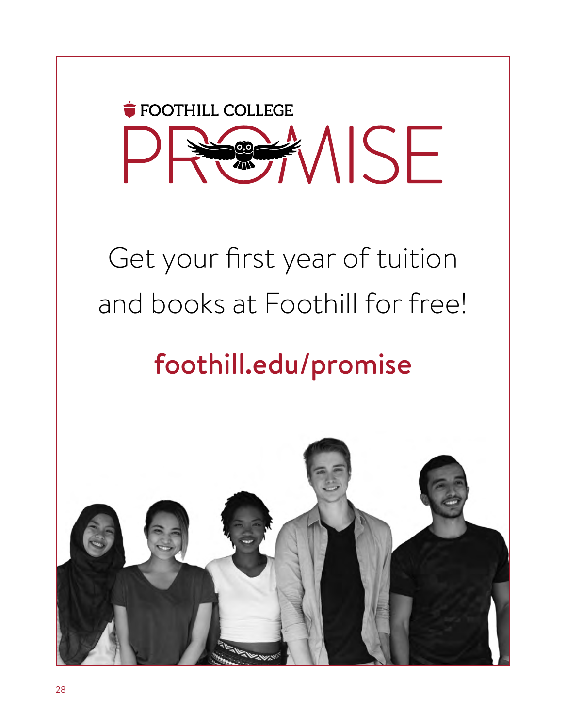FOOTHILL COLLEGE

# PROMISE

Get your first year of tuition and books at Foothill for free!

**foothill.edu/promise**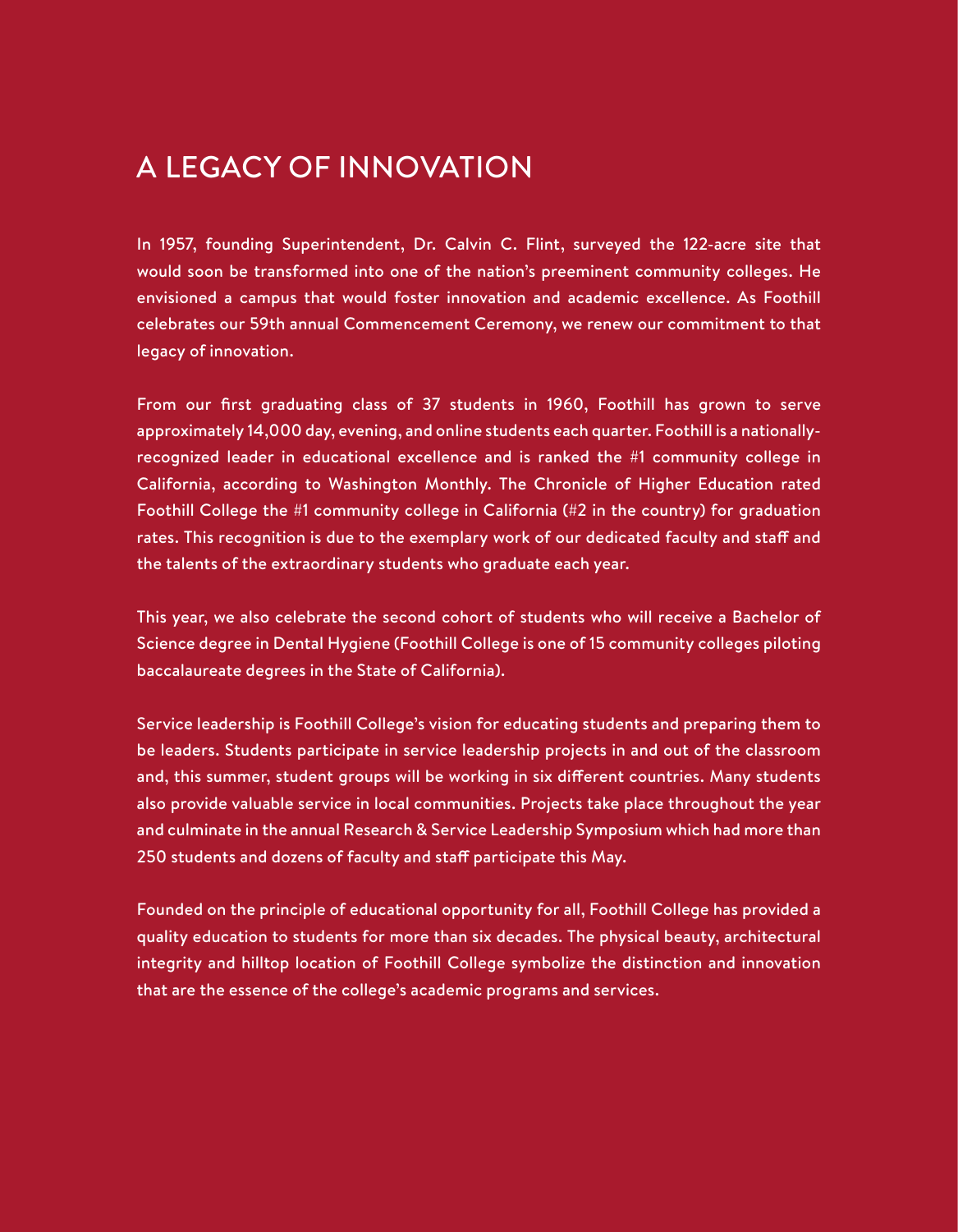# A LEGACY OF INNOVATION

In 1957, founding Superintendent, Dr. Calvin C. Flint, surveyed the 122-acre site that would soon be transformed into one of the nation's preeminent community colleges. He envisioned a campus that would foster innovation and academic excellence. As Foothill celebrates our 59th annual Commencement Ceremony, we renew our commitment to that legacy of innovation.

From our first graduating class of 37 students in 1960, Foothill has grown to serve approximately 14,000 day, evening, and online students each quarter. Foothill is a nationally-recognized leader in educational excellence and is ranked the #1 community college in California, according to Washington Monthly. The Chronicle of Higher Education rated Foothill College the #1 community college in California (#2 in the country) for graduation rates. This recognition is due to the exemplary work of our dedicated faculty and staff and the talents of the extraordinary students who graduate each year.

This year, we also celebrate the second cohort of students who will receive a Bachelor of Science degree in Dental Hygiene (Foothill College is one of 15 community colleges piloting baccalaureate degrees in the State of California).

Service leadership is Foothill College's vision for educating students and preparing them to be leaders. Students participate in service leadership projects in and out of the classroom and, this summer, student groups will be working in six different countries. Many students also provide valuable service in local communities. Projects take place throughout the year and culminate in the annual Research & Service Leadership Symposium which had more than 250 students and dozens of faculty and staff participate this May.

Founded on the principle of educational opportunity for all, Foothill College has provided a quality education to students for more than six decades. The physical beauty, architectural integrity and hilltop location of Foothill College symbolize the distinction and innovation that are the essence of the college's academic programs and services.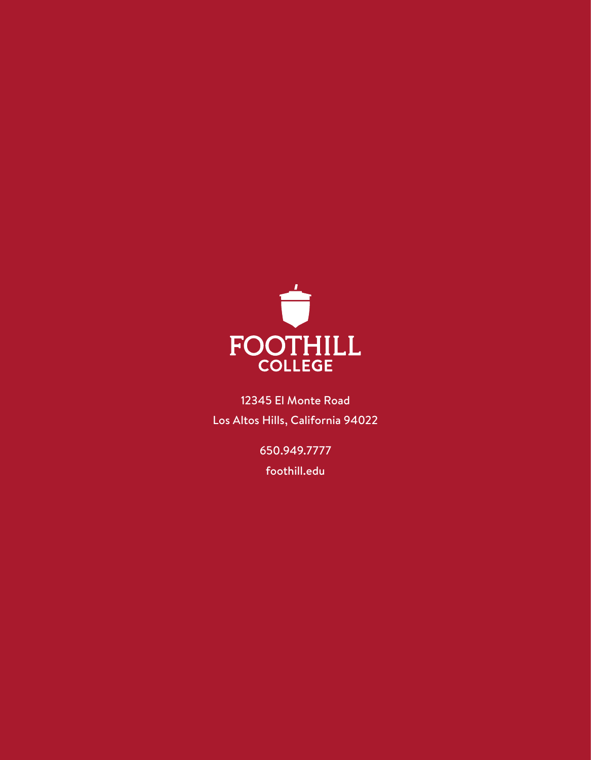FOOTHILL
COLLEGE

12345 El Monte Road
Los Altos Hills, California 94022

650.949.7777

foothill.edu